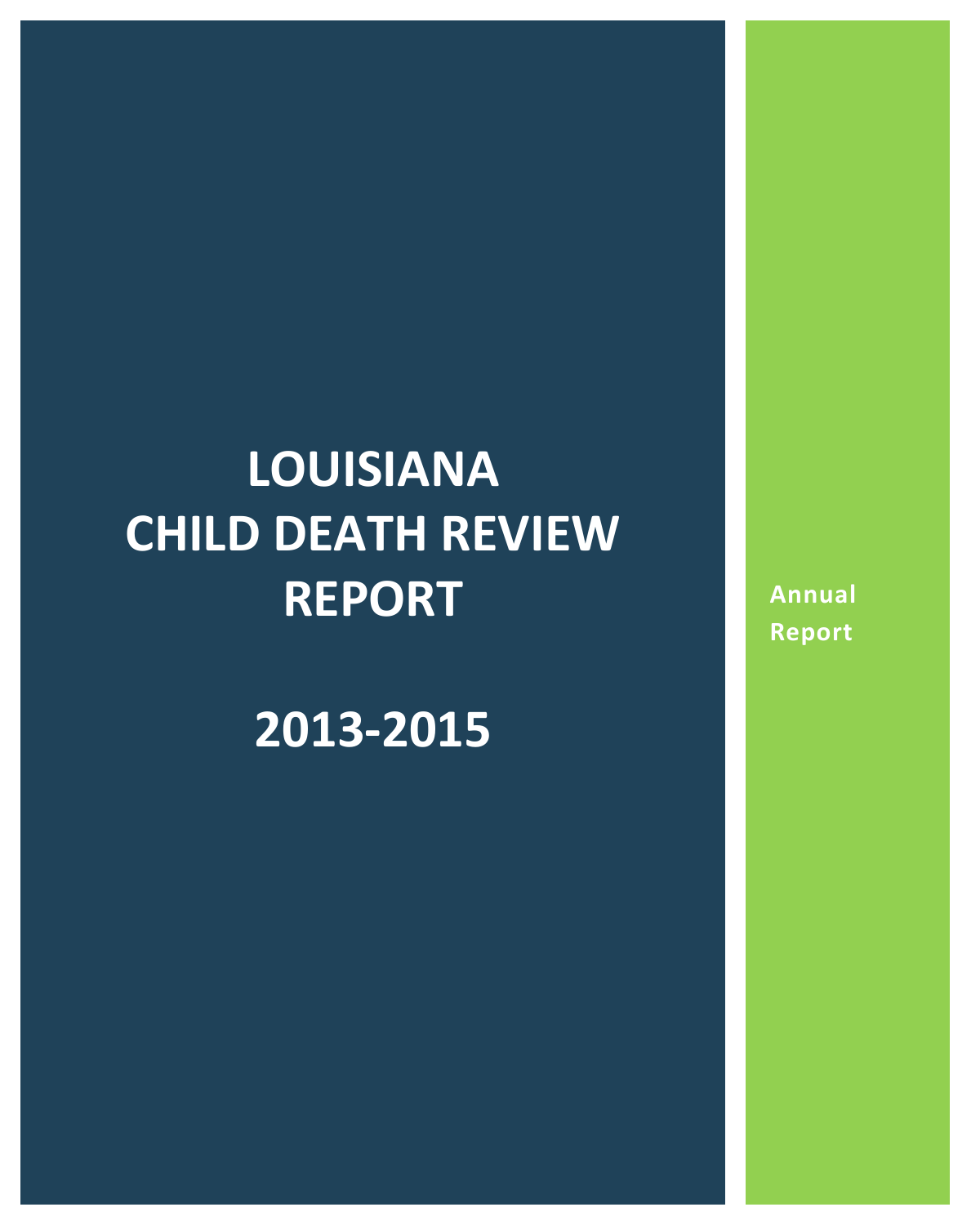# LOUISIANA CHILD DEATH REVIEW REPORT

# 2013-2015

**Annual Report**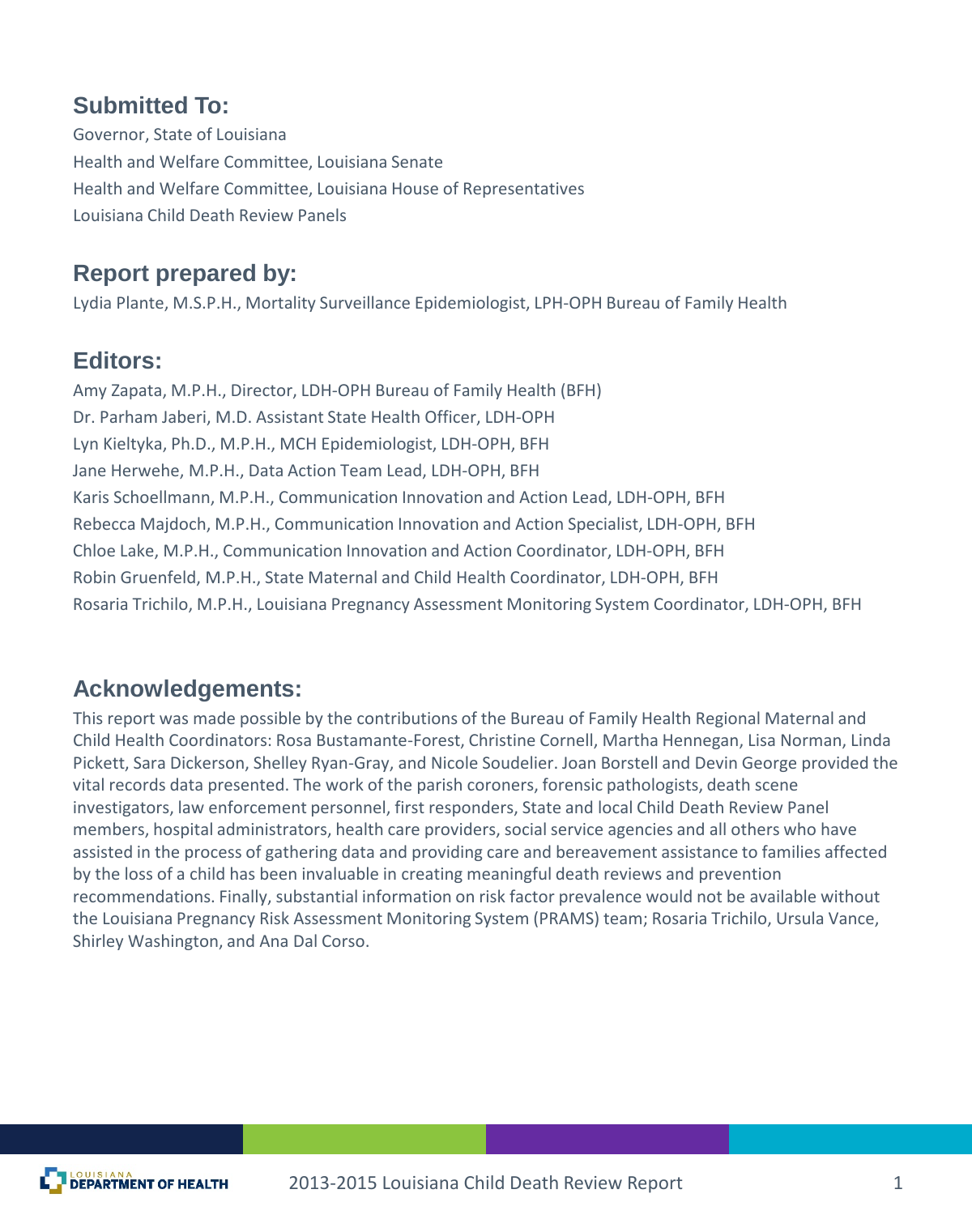## Submitted To:

Governor, State of Louisiana
Health and Welfare Committee, Louisiana Senate
Health and Welfare Committee, Louisiana House of Representatives
Louisiana Child Death Review Panels

## Report prepared by:

Lydia Plante, M.S.P.H., Mortality Surveillance Epidemiologist, LPH-OPH Bureau of Family Health

## Editors:

Amy Zapata, M.P.H., Director, LDH-OPH Bureau of Family Health (BFH)
Dr. Parham Jaberi, M.D. Assistant State Health Officer, LDH-OPH
Lyn Kieltyka, Ph.D., M.P.H., MCH Epidemiologist, LDH-OPH, BFH
Jane Herwehe, M.P.H., Data Action Team Lead, LDH-OPH, BFH
Karis Schoellmann, M.P.H., Communication Innovation and Action Lead, LDH-OPH, BFH
Rebecca Majdoch, M.P.H., Communication Innovation and Action Specialist, LDH-OPH, BFH
Chloe Lake, M.P.H., Communication Innovation and Action Coordinator, LDH-OPH, BFH
Robin Gruenfeld, M.P.H., State Maternal and Child Health Coordinator, LDH-OPH, BFH
Rosaria Trichilo, M.P.H., Louisiana Pregnancy Assessment Monitoring System Coordinator, LDH-OPH, BFH

## Acknowledgements:

This report was made possible by the contributions of the Bureau of Family Health Regional Maternal and Child Health Coordinators: Rosa Bustamante-Forest, Christine Cornell, Martha Hennegan, Lisa Norman, Linda Pickett, Sara Dickerson, Shelley Ryan-Gray, and Nicole Soudelier. Joan Borstell and Devin George provided the vital records data presented. The work of the parish coroners, forensic pathologists, death scene investigators, law enforcement personnel, first responders, State and local Child Death Review Panel members, hospital administrators, health care providers, social service agencies and all others who have assisted in the process of gathering data and providing care and bereavement assistance to families affected by the loss of a child has been invaluable in creating meaningful death reviews and prevention recommendations. Finally, substantial information on risk factor prevalence would not be available without the Louisiana Pregnancy Risk Assessment Monitoring System (PRAMS) team; Rosaria Trichilo, Ursula Vance, Shirley Washington, and Ana Dal Corso.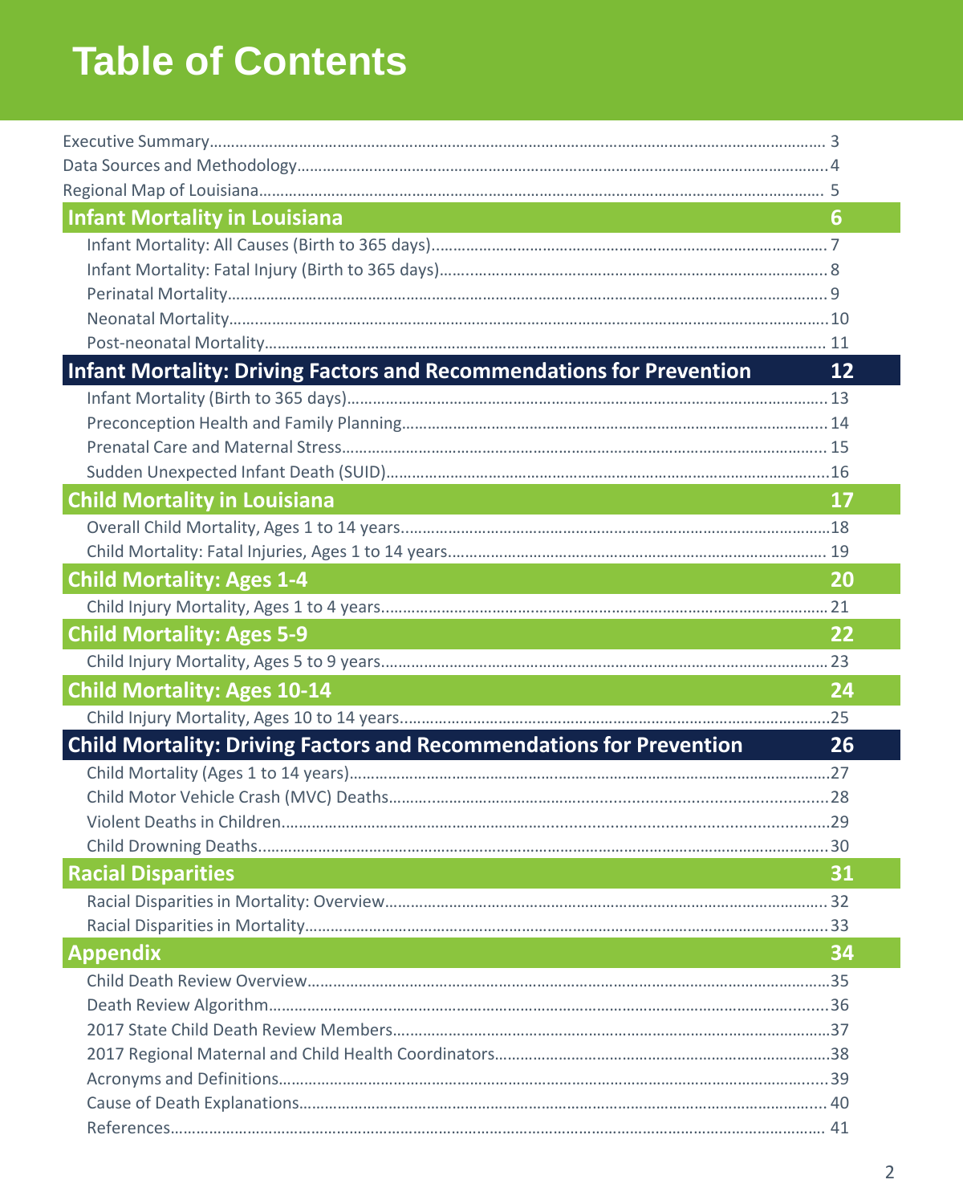// Table of Contents

# Table of Contents

Executive Summary ........ 3
Data Sources and Methodology ........ 4
Regional Map of Louisiana ........ 5

## Infant Mortality in Louisiana — 6

- Infant Mortality: All Causes (Birth to 365 days) ........ 7
- Infant Mortality: Fatal Injury (Birth to 365 days) ........ 8
- Perinatal Mortality ........ 9
- Neonatal Mortality ........ 10
- Post-neonatal Mortality ........ 11

## Infant Mortality: Driving Factors and Recommendations for Prevention — 12

- Infant Mortality (Birth to 365 days) ........ 13
- Preconception Health and Family Planning ........ 14
- Prenatal Care and Maternal Stress ........ 15
- Sudden Unexpected Infant Death (SUID) ........ 16

## Child Mortality in Louisiana — 17

- Overall Child Mortality, Ages 1 to 14 years ........ 18
- Child Mortality: Fatal Injuries, Ages 1 to 14 years ........ 19

## Child Mortality: Ages 1-4 — 20

- Child Injury Mortality, Ages 1 to 4 years ........ 21

## Child Mortality: Ages 5-9 — 22

- Child Injury Mortality, Ages 5 to 9 years ........ 23

## Child Mortality: Ages 10-14 — 24

- Child Injury Mortality, Ages 10 to 14 years ........ 25

## Child Mortality: Driving Factors and Recommendations for Prevention — 26

- Child Mortality (Ages 1 to 14 years) ........ 27
- Child Motor Vehicle Crash (MVC) Deaths ........ 28
- Violent Deaths in Children ........ 29
- Child Drowning Deaths ........ 30

## Racial Disparities — 31

- Racial Disparities in Mortality: Overview ........ 32
- Racial Disparities in Mortality ........ 33

## Appendix — 34

- Child Death Review Overview ........ 35
- Death Review Algorithm ........ 36
- 2017 State Child Death Review Members ........ 37
- 2017 Regional Maternal and Child Health Coordinators ........ 38
- Acronyms and Definitions ........ 39
- Cause of Death Explanations ........ 40
- References ........ 41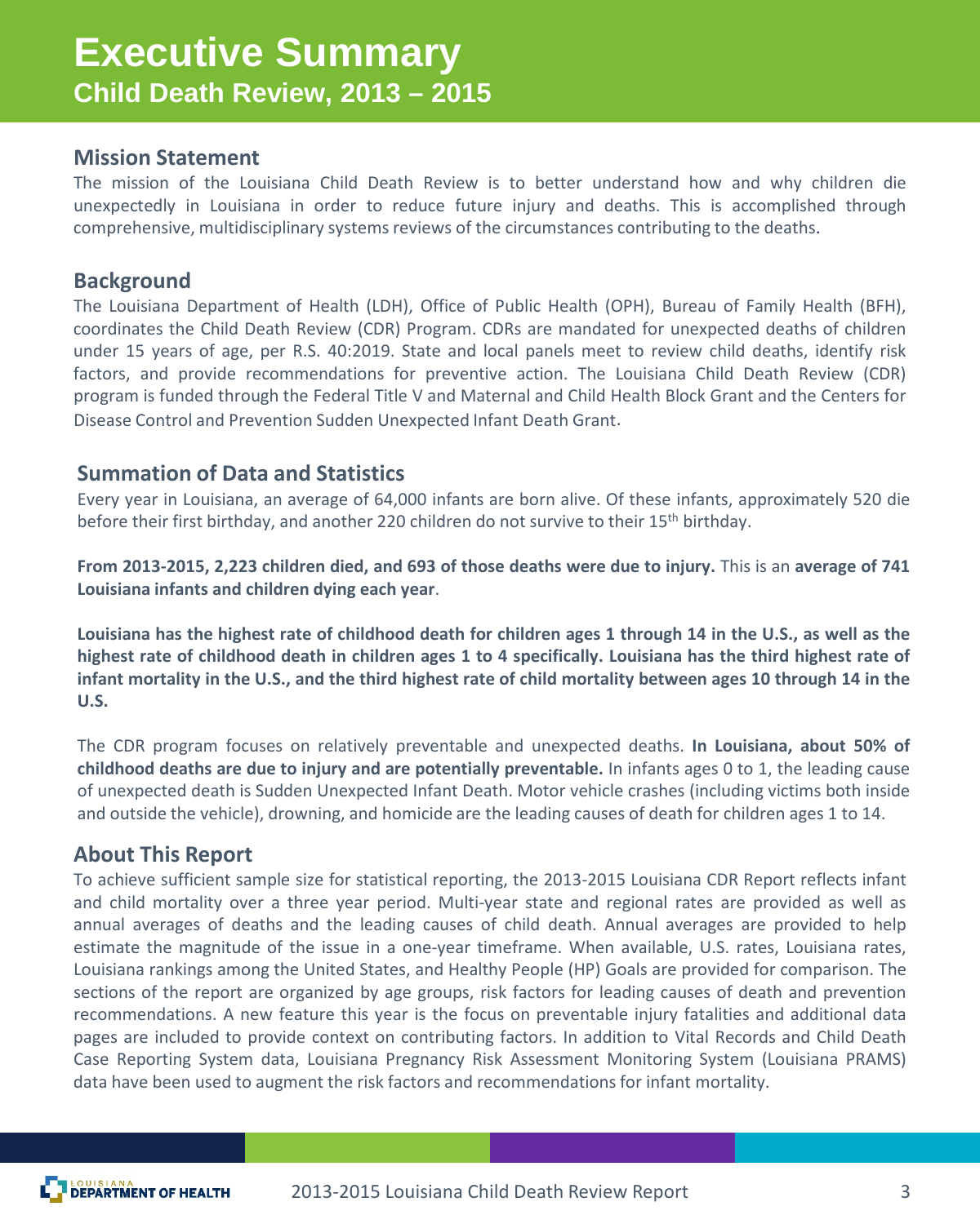# Executive Summary
## Child Death Review, 2013 – 2015

### Mission Statement

The mission of the Louisiana Child Death Review is to better understand how and why children die unexpectedly in Louisiana in order to reduce future injury and deaths. This is accomplished through comprehensive, multidisciplinary systems reviews of the circumstances contributing to the deaths.

### Background

The Louisiana Department of Health (LDH), Office of Public Health (OPH), Bureau of Family Health (BFH), coordinates the Child Death Review (CDR) Program. CDRs are mandated for unexpected deaths of children under 15 years of age, per R.S. 40:2019. State and local panels meet to review child deaths, identify risk factors, and provide recommendations for preventive action. The Louisiana Child Death Review (CDR) program is funded through the Federal Title V and Maternal and Child Health Block Grant and the Centers for Disease Control and Prevention Sudden Unexpected Infant Death Grant.

### Summation of Data and Statistics

Every year in Louisiana, an average of 64,000 infants are born alive. Of these infants, approximately 520 die before their first birthday, and another 220 children do not survive to their 15th birthday.

**From 2013-2015, 2,223 children died, and 693 of those deaths were due to injury.** This is an **average of 741 Louisiana infants and children dying each year**.

**Louisiana has the highest rate of childhood death for children ages 1 through 14 in the U.S., as well as the highest rate of childhood death in children ages 1 to 4 specifically. Louisiana has the third highest rate of infant mortality in the U.S., and the third highest rate of child mortality between ages 10 through 14 in the U.S.**

The CDR program focuses on relatively preventable and unexpected deaths. **In Louisiana, about 50% of childhood deaths are due to injury and are potentially preventable.** In infants ages 0 to 1, the leading cause of unexpected death is Sudden Unexpected Infant Death. Motor vehicle crashes (including victims both inside and outside the vehicle), drowning, and homicide are the leading causes of death for children ages 1 to 14.

### About This Report

To achieve sufficient sample size for statistical reporting, the 2013-2015 Louisiana CDR Report reflects infant and child mortality over a three year period. Multi-year state and regional rates are provided as well as annual averages of deaths and the leading causes of child death. Annual averages are provided to help estimate the magnitude of the issue in a one-year timeframe. When available, U.S. rates, Louisiana rates, Louisiana rankings among the United States, and Healthy People (HP) Goals are provided for comparison. The sections of the report are organized by age groups, risk factors for leading causes of death and prevention recommendations. A new feature this year is the focus on preventable injury fatalities and additional data pages are included to provide context on contributing factors. In addition to Vital Records and Child Death Case Reporting System data, Louisiana Pregnancy Risk Assessment Monitoring System (Louisiana PRAMS) data have been used to augment the risk factors and recommendations for infant mortality.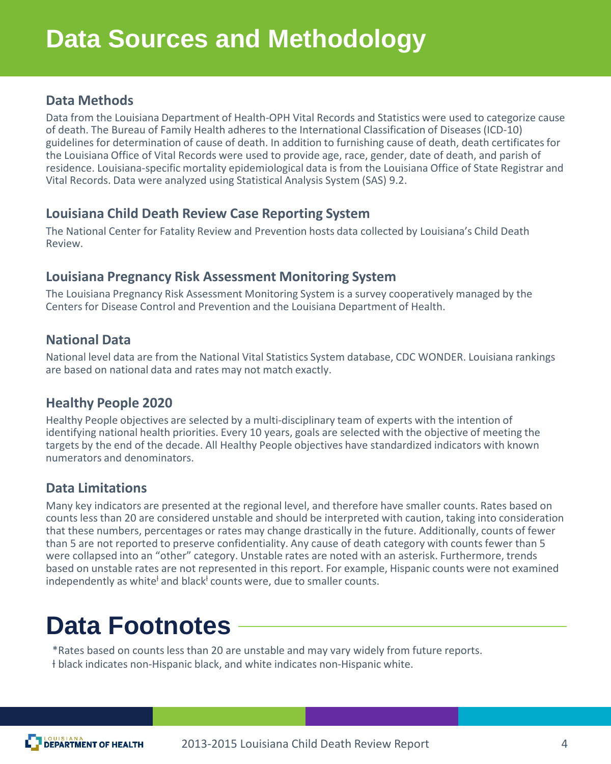# Data Sources and Methodology

## Data Methods

Data from the Louisiana Department of Health-OPH Vital Records and Statistics were used to categorize cause of death. The Bureau of Family Health adheres to the International Classification of Diseases (ICD-10) guidelines for determination of cause of death. In addition to furnishing cause of death, death certificates for the Louisiana Office of Vital Records were used to provide age, race, gender, date of death, and parish of residence. Louisiana-specific mortality epidemiological data is from the Louisiana Office of State Registrar and Vital Records. Data were analyzed using Statistical Analysis System (SAS) 9.2.

## Louisiana Child Death Review Case Reporting System

The National Center for Fatality Review and Prevention hosts data collected by Louisiana's Child Death Review.

## Louisiana Pregnancy Risk Assessment Monitoring System

The Louisiana Pregnancy Risk Assessment Monitoring System is a survey cooperatively managed by the Centers for Disease Control and Prevention and the Louisiana Department of Health.

## National Data

National level data are from the National Vital Statistics System database, CDC WONDER. Louisiana rankings are based on national data and rates may not match exactly.

## Healthy People 2020

Healthy People objectives are selected by a multi-disciplinary team of experts with the intention of identifying national health priorities. Every 10 years, goals are selected with the objective of meeting the targets by the end of the decade. All Healthy People objectives have standardized indicators with known numerators and denominators.

## Data Limitations

Many key indicators are presented at the regional level, and therefore have smaller counts. Rates based on counts less than 20 are considered unstable and should be interpreted with caution, taking into consideration that these numbers, percentages or rates may change drastically in the future. Additionally, counts of fewer than 5 are not reported to preserve confidentiality. Any cause of death category with counts fewer than 5 were collapsed into an "other" category. Unstable rates are noted with an asterisk. Furthermore, trends based on unstable rates are not represented in this report. For example, Hispanic counts were not examined independently as white[ł] and black[ł] counts were, due to smaller counts.

# Data Footnotes

*Rates based on counts less than 20 are unstable and may vary widely from future reports.

ł black indicates non-Hispanic black, and white indicates non-Hispanic white.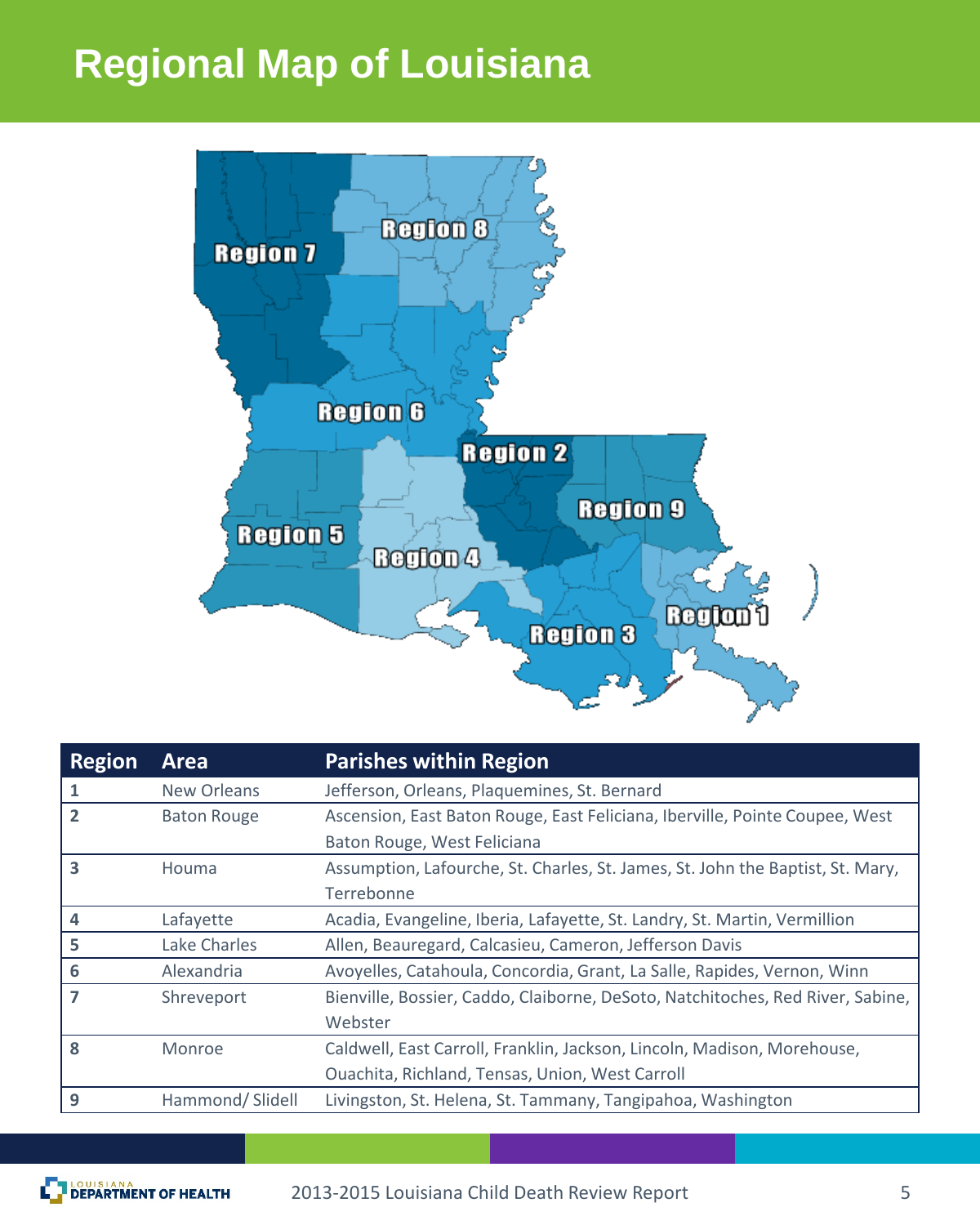# Regional Map of Louisiana

| Region | Area | Parishes within Region |
|---|---|---|
| 1 | New Orleans | Jefferson, Orleans, Plaquemines, St. Bernard |
| 2 | Baton Rouge | Ascension, East Baton Rouge, East Feliciana, Iberville, Pointe Coupee, West Baton Rouge, West Feliciana |
| 3 | Houma | Assumption, Lafourche, St. Charles, St. James, St. John the Baptist, St. Mary, Terrebonne |
| 4 | Lafayette | Acadia, Evangeline, Iberia, Lafayette, St. Landry, St. Martin, Vermillion |
| 5 | Lake Charles | Allen, Beauregard, Calcasieu, Cameron, Jefferson Davis |
| 6 | Alexandria | Avoyelles, Catahoula, Concordia, Grant, La Salle, Rapides, Vernon, Winn |
| 7 | Shreveport | Bienville, Bossier, Caddo, Claiborne, DeSoto, Natchitoches, Red River, Sabine, Webster |
| 8 | Monroe | Caldwell, East Carroll, Franklin, Jackson, Lincoln, Madison, Morehouse, Ouachita, Richland, Tensas, Union, West Carroll |
| 9 | Hammond/ Slidell | Livingston, St. Helena, St. Tammany, Tangipahoa, Washington |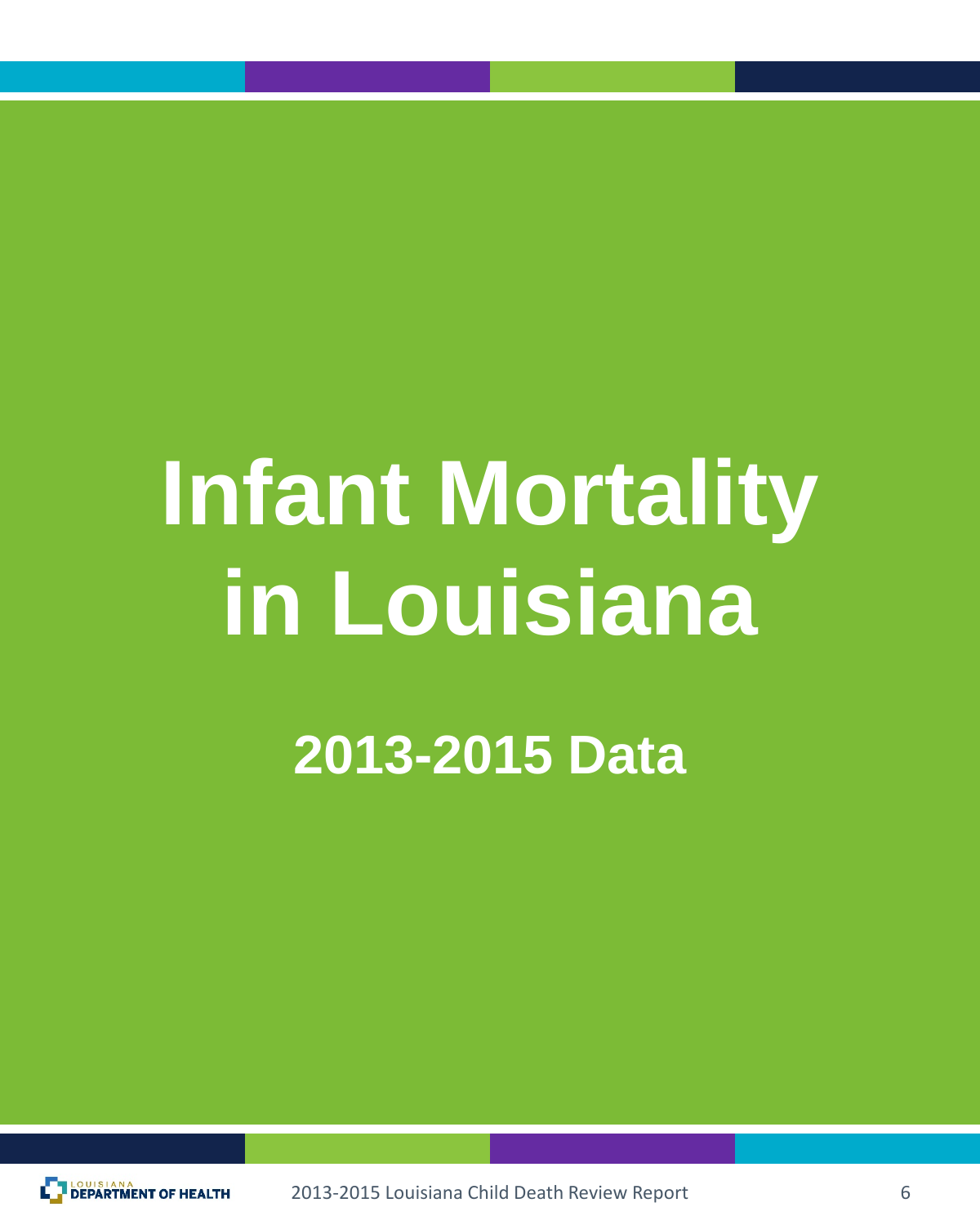# Infant Mortality in Louisiana

## 2013-2015 Data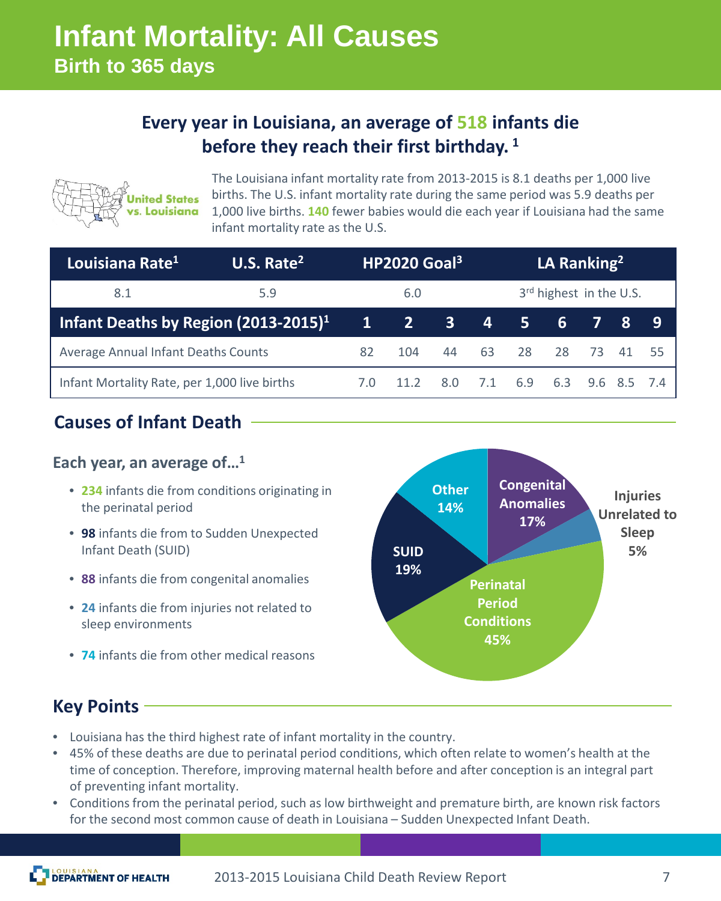# Infant Mortality: All Causes

## Birth to 365 days

**Every year in Louisiana, an average of 518 infants die before they reach their first birthday.** [1]

United States vs. Louisiana

The Louisiana infant mortality rate from 2013-2015 is 8.1 deaths per 1,000 live births. The U.S. infant mortality rate during the same period was 5.9 deaths per 1,000 live births. 140 fewer babies would die each year if Louisiana had the same infant mortality rate as the U.S.

| Louisiana Rate[1] | U.S. Rate[2] | HP2020 Goal[3] | LA Ranking[2] |
|---|---|---|---|
| 8.1 | 5.9 | 6.0 | 3rd highest in the U.S. |

| Infant Deaths by Region (2013-2015)[1] | 1 | 2 | 3 | 4 | 5 | 6 | 7 | 8 | 9 |
|---|---|---|---|---|---|---|---|---|---|
| Average Annual Infant Deaths Counts | 82 | 104 | 44 | 63 | 28 | 28 | 73 | 41 | 55 |
| Infant Mortality Rate, per 1,000 live births | 7.0 | 11.2 | 8.0 | 7.1 | 6.9 | 6.3 | 9.6 | 8.5 | 7.4 |

## Causes of Infant Death

**Each year, an average of…**[1]

- **234** infants die from conditions originating in the perinatal period
- **98** infants die from to Sudden Unexpected Infant Death (SUID)
- **88** infants die from congenital anomalies
- **24** infants die from injuries not related to sleep environments
- **74** infants die from other medical reasons

Perinatal Period Conditions 45%; SUID 19%; Congenital Anomalies 17%; Other 14%; Injuries Unrelated to Sleep 5%

## Key Points

- Louisiana has the third highest rate of infant mortality in the country.
- 45% of these deaths are due to perinatal period conditions, which often relate to women's health at the time of conception. Therefore, improving maternal health before and after conception is an integral part of preventing infant mortality.
- Conditions from the perinatal period, such as low birthweight and premature birth, are known risk factors for the second most common cause of death in Louisiana – Sudden Unexpected Infant Death.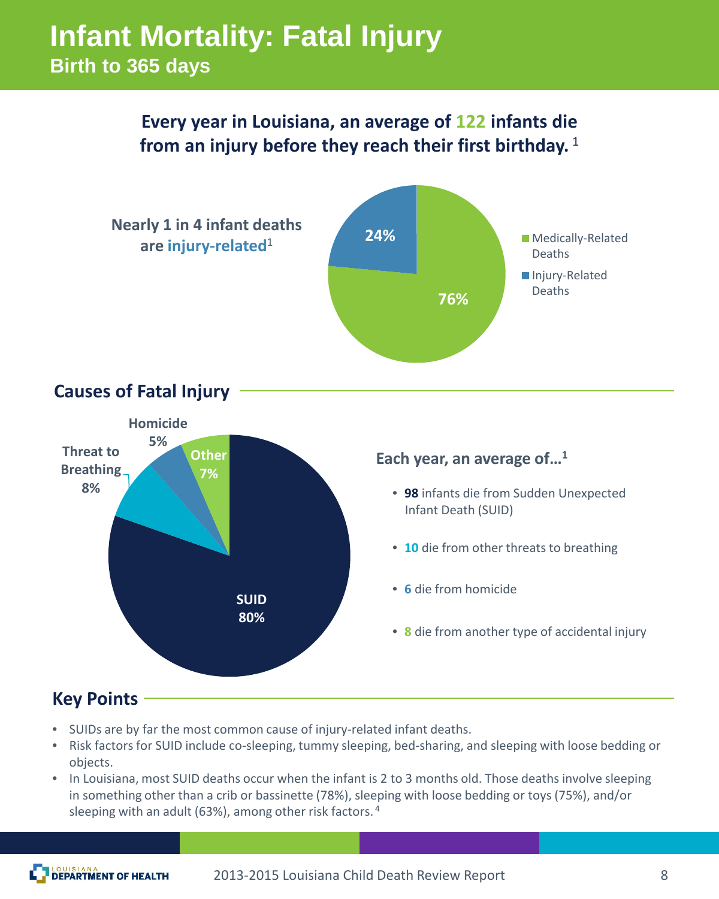# Infant Mortality: Fatal Injury

## Birth to 365 days

**Every year in Louisiana, an average of 122 infants die from an injury before they reach their first birthday.** [1]

**Nearly 1 in 4 infant deaths are injury-related**[1]

| Category | Percentage |
| --- | --- |
| Medically-Related Deaths | 76% |
| Injury-Related Deaths | 24% |

## Causes of Fatal Injury

| Cause | Percentage |
| --- | --- |
| SUID | 80% |
| Threat to Breathing | 8% |
| Other | 7% |
| Homicide | 5% |

**Each year, an average of…**[1]

- **98** infants die from Sudden Unexpected Infant Death (SUID)
- **10** die from other threats to breathing
- **6** die from homicide
- **8** die from another type of accidental injury

## Key Points

- SUIDs are by far the most common cause of injury-related infant deaths.
- Risk factors for SUID include co-sleeping, tummy sleeping, bed-sharing, and sleeping with loose bedding or objects.
- In Louisiana, most SUID deaths occur when the infant is 2 to 3 months old. Those deaths involve sleeping in something other than a crib or bassinette (78%), sleeping with loose bedding or toys (75%), and/or sleeping with an adult (63%), among other risk factors. [4]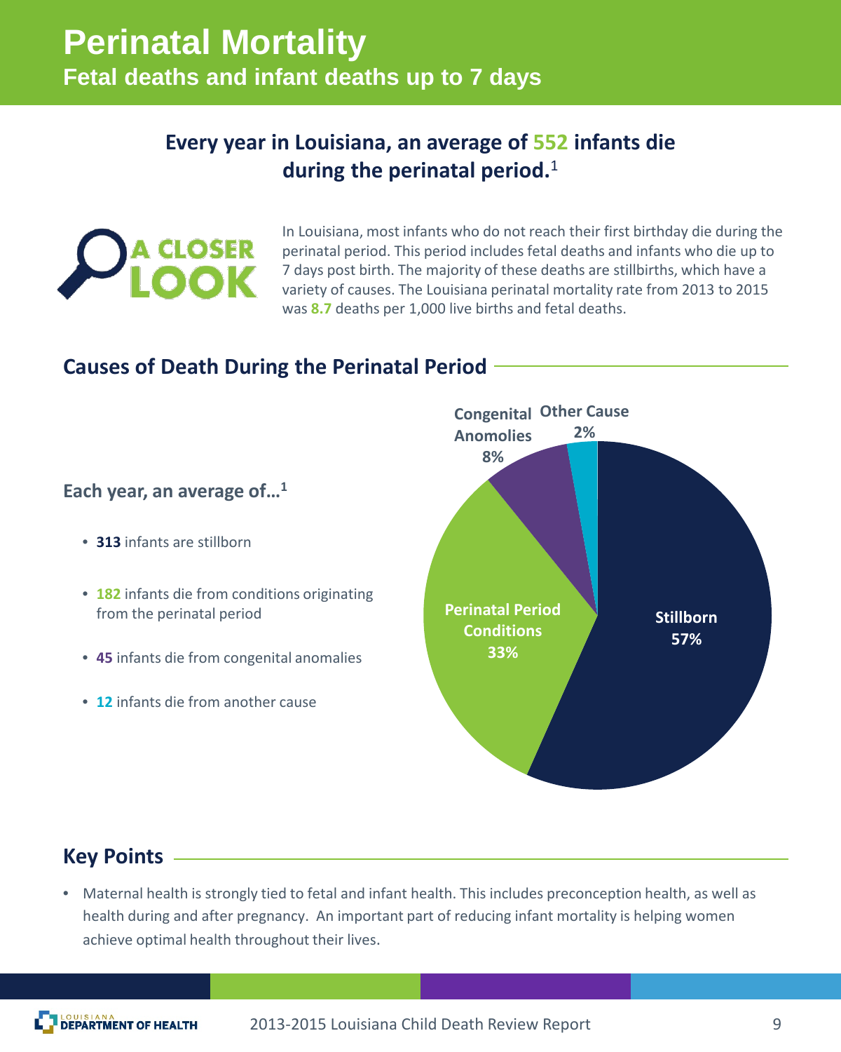# Perinatal Mortality

## Fetal deaths and infant deaths up to 7 days

**Every year in Louisiana, an average of 552 infants die during the perinatal period.**[1]

A CLOSER LOOK

In Louisiana, most infants who do not reach their first birthday die during the perinatal period. This period includes fetal deaths and infants who die up to 7 days post birth. The majority of these deaths are stillbirths, which have a variety of causes. The Louisiana perinatal mortality rate from 2013 to 2015 was **8.7** deaths per 1,000 live births and fetal deaths.

## Causes of Death During the Perinatal Period

**Each year, an average of…**[1]

- **313** infants are stillborn
- **182** infants die from conditions originating from the perinatal period
- **45** infants die from congenital anomalies
- **12** infants die from another cause

| Cause | Percent |
|---|---|
| Stillborn | 57% |
| Perinatal Period Conditions | 33% |
| Congenital Anomolies | 8% |
| Other Cause | 2% |

## Key Points

- Maternal health is strongly tied to fetal and infant health. This includes preconception health, as well as health during and after pregnancy. An important part of reducing infant mortality is helping women achieve optimal health throughout their lives.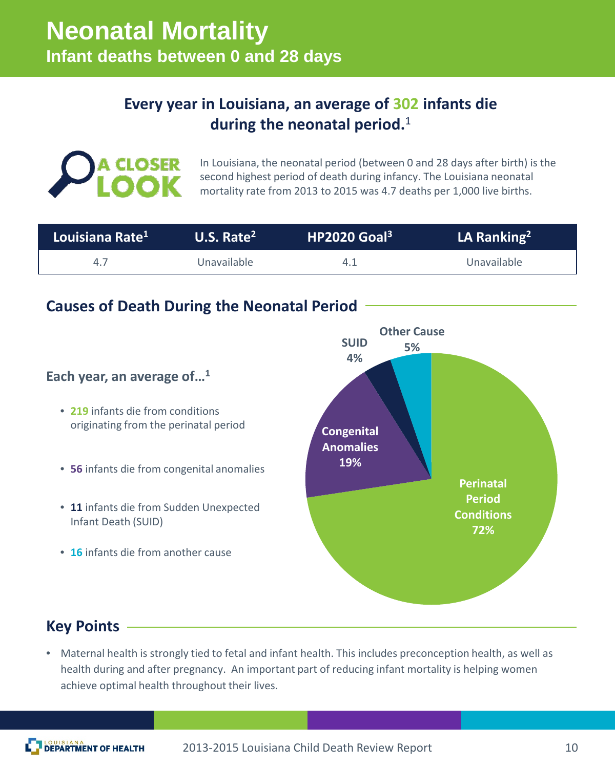# Neonatal Mortality

## Infant deaths between 0 and 28 days

**Every year in Louisiana, an average of 302 infants die during the neonatal period.**[1]

A CLOSER LOOK

In Louisiana, the neonatal period (between 0 and 28 days after birth) is the second highest period of death during infancy. The Louisiana neonatal mortality rate from 2013 to 2015 was 4.7 deaths per 1,000 live births.

| Louisiana Rate[1] | U.S. Rate[2] | HP2020 Goal[3] | LA Ranking[2] |
|---|---|---|---|
| 4.7 | Unavailable | 4.1 | Unavailable |

## Causes of Death During the Neonatal Period

**Each year, an average of…**[1]

- **219** infants die from conditions originating from the perinatal period
- **56** infants die from congenital anomalies
- **11** infants die from Sudden Unexpected Infant Death (SUID)
- **16** infants die from another cause

Perinatal Period Conditions 72%
Congenital Anomalies 19%
SUID 4%
Other Cause 5%

## Key Points

- Maternal health is strongly tied to fetal and infant health. This includes preconception health, as well as health during and after pregnancy. An important part of reducing infant mortality is helping women achieve optimal health throughout their lives.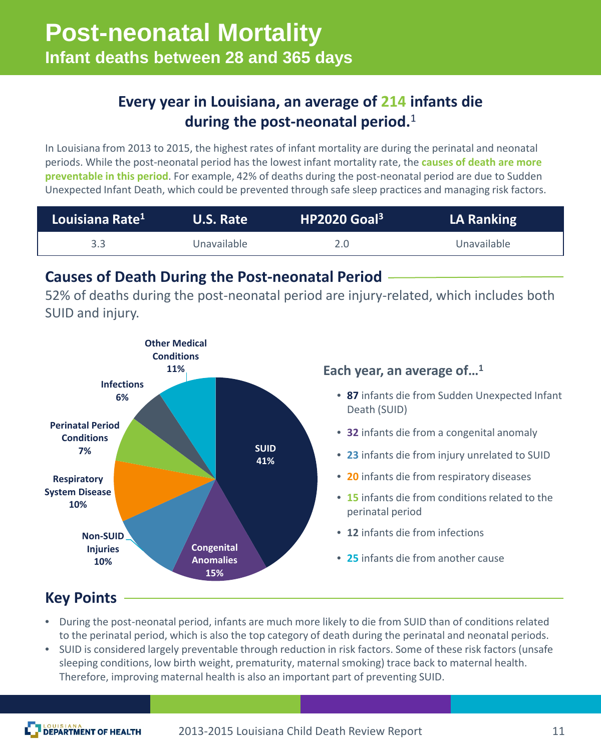# Post-neonatal Mortality

## Infant deaths between 28 and 365 days

### Every year in Louisiana, an average of 214 infants die during the post-neonatal period.[1]

In Louisiana from 2013 to 2015, the highest rates of infant mortality are during the perinatal and neonatal periods. While the post-neonatal period has the lowest infant mortality rate, the **causes of death are more preventable in this period**. For example, 42% of deaths during the post-neonatal period are due to Sudden Unexpected Infant Death, which could be prevented through safe sleep practices and managing risk factors.

| Louisiana Rate[1] | U.S. Rate | HP2020 Goal[3] | LA Ranking |
|---|---|---|---|
| 3.3 | Unavailable | 2.0 | Unavailable |

## Causes of Death During the Post-neonatal Period

52% of deaths during the post-neonatal period are injury-related, which includes both SUID and injury.

- SUID: 41%
- Congenital Anomalies: 15%
- Non-SUID Injuries: 10%
- Respiratory System Disease: 10%
- Perinatal Period Conditions: 7%
- Infections: 6%
- Other Medical Conditions: 11%

### Each year, an average of…[1]

- **87** infants die from Sudden Unexpected Infant Death (SUID)
- **32** infants die from a congenital anomaly
- **23** infants die from injury unrelated to SUID
- **20** infants die from respiratory diseases
- **15** infants die from conditions related to the perinatal period
- **12** infants die from infections
- **25** infants die from another cause

## Key Points

- During the post-neonatal period, infants are much more likely to die from SUID than of conditions related to the perinatal period, which is also the top category of death during the perinatal and neonatal periods.
- SUID is considered largely preventable through reduction in risk factors. Some of these risk factors (unsafe sleeping conditions, low birth weight, prematurity, maternal smoking) trace back to maternal health. Therefore, improving maternal health is also an important part of preventing SUID.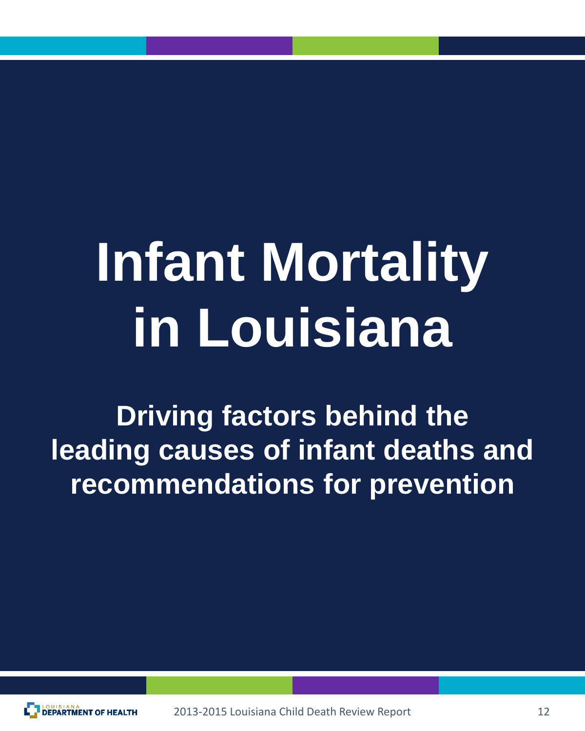# Infant Mortality in Louisiana

## Driving factors behind the leading causes of infant deaths and recommendations for prevention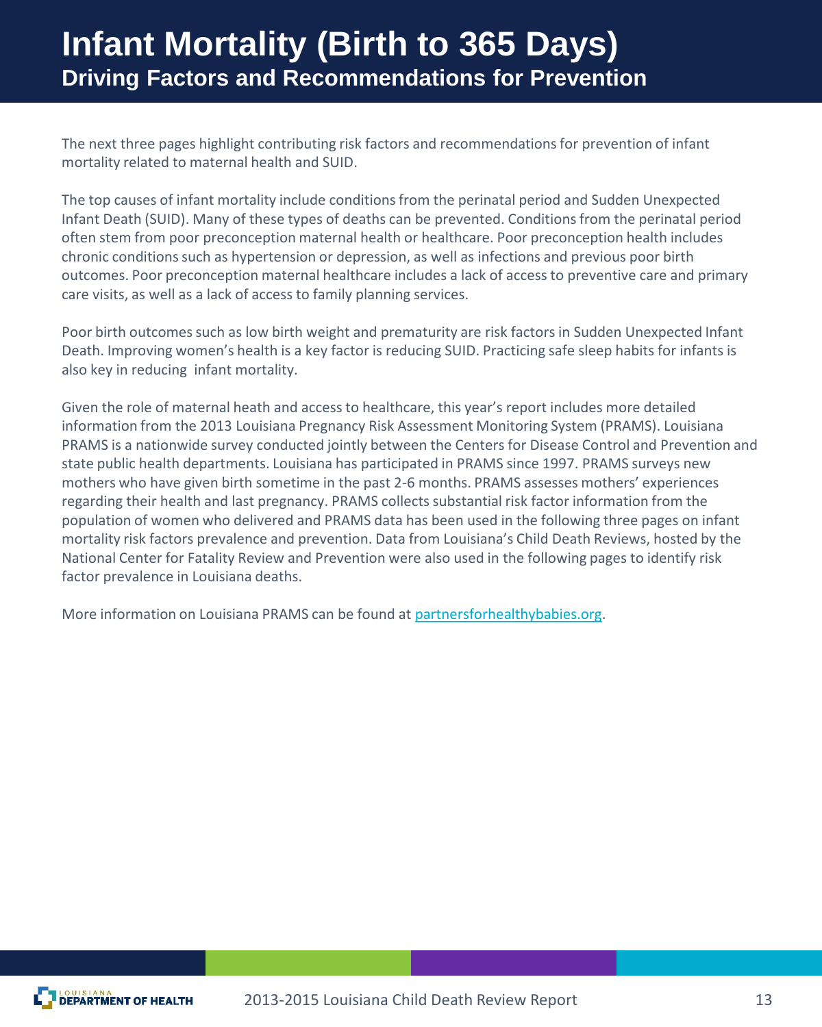# Infant Mortality (Birth to 365 Days)

## Driving Factors and Recommendations for Prevention

The next three pages highlight contributing risk factors and recommendations for prevention of infant mortality related to maternal health and SUID.

The top causes of infant mortality include conditions from the perinatal period and Sudden Unexpected Infant Death (SUID). Many of these types of deaths can be prevented. Conditions from the perinatal period often stem from poor preconception maternal health or healthcare. Poor preconception health includes chronic conditions such as hypertension or depression, as well as infections and previous poor birth outcomes. Poor preconception maternal healthcare includes a lack of access to preventive care and primary care visits, as well as a lack of access to family planning services.

Poor birth outcomes such as low birth weight and prematurity are risk factors in Sudden Unexpected Infant Death. Improving women's health is a key factor is reducing SUID. Practicing safe sleep habits for infants is also key in reducing infant mortality.

Given the role of maternal heath and access to healthcare, this year's report includes more detailed information from the 2013 Louisiana Pregnancy Risk Assessment Monitoring System (PRAMS). Louisiana PRAMS is a nationwide survey conducted jointly between the Centers for Disease Control and Prevention and state public health departments. Louisiana has participated in PRAMS since 1997. PRAMS surveys new mothers who have given birth sometime in the past 2-6 months. PRAMS assesses mothers' experiences regarding their health and last pregnancy. PRAMS collects substantial risk factor information from the population of women who delivered and PRAMS data has been used in the following three pages on infant mortality risk factors prevalence and prevention. Data from Louisiana's Child Death Reviews, hosted by the National Center for Fatality Review and Prevention were also used in the following pages to identify risk factor prevalence in Louisiana deaths.

More information on Louisiana PRAMS can be found at [partnersforhealthybabies.org](partnersforhealthybabies.org).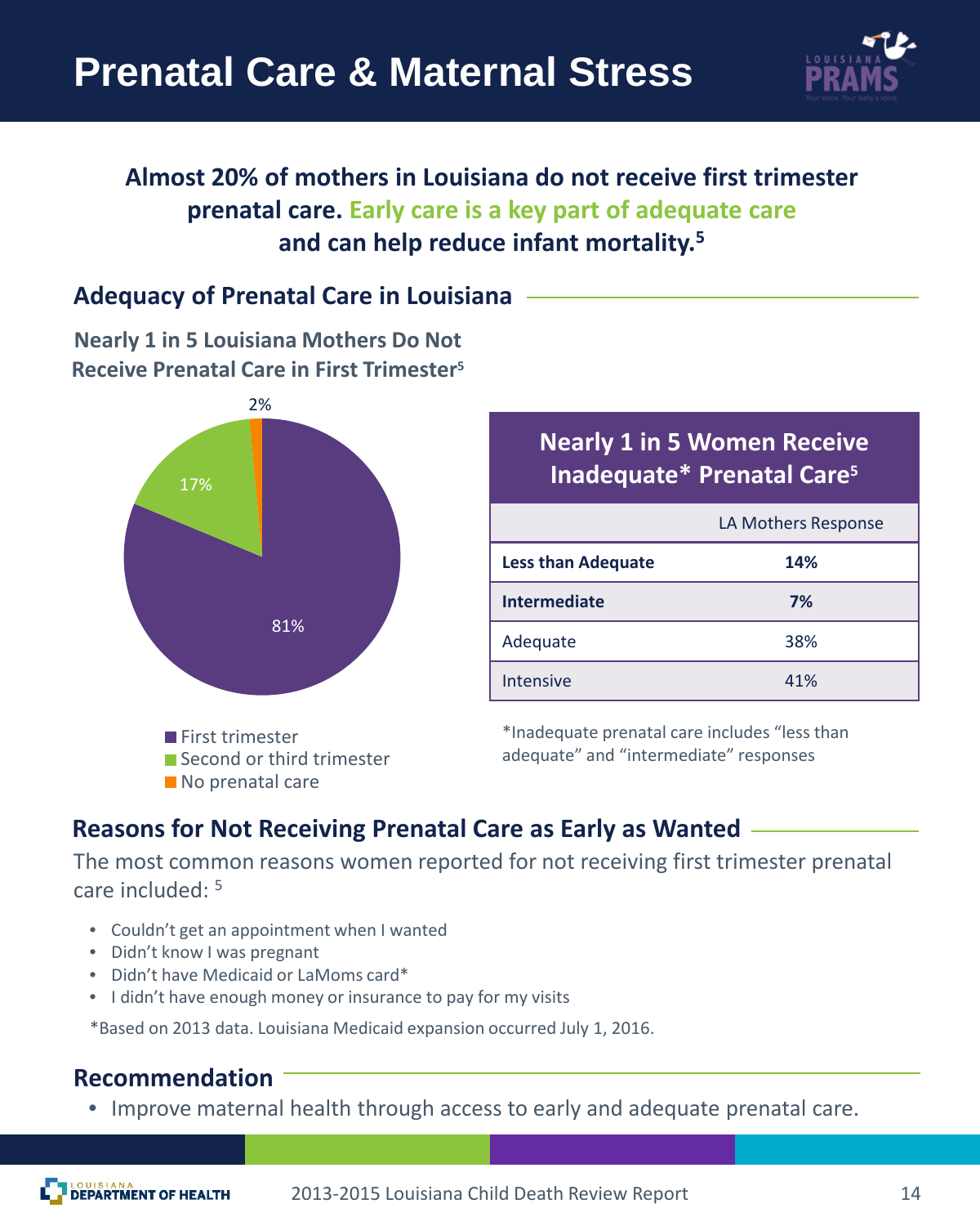# Prenatal Care & Maternal Stress

**Almost 20% of mothers in Louisiana do not receive first trimester prenatal care. Early care is a key part of adequate care and can help reduce infant mortality.[5]**

## Adequacy of Prenatal Care in Louisiana

**Nearly 1 in 5 Louisiana Mothers Do Not Receive Prenatal Care in First Trimester[5]**

- First trimester: 81%
- Second or third trimester: 17%
- No prenatal care: 2%

**Nearly 1 in 5 Women Receive Inadequate* Prenatal Care[5]**

| | LA Mothers Response |
|---|---|
| **Less than Adequate** | **14%** |
| **Intermediate** | **7%** |
| Adequate | 38% |
| Intensive | 41% |

*Inadequate prenatal care includes "less than adequate" and "intermediate" responses

## Reasons for Not Receiving Prenatal Care as Early as Wanted

The most common reasons women reported for not receiving first trimester prenatal care included: [5]

- Couldn't get an appointment when I wanted
- Didn't know I was pregnant
- Didn't have Medicaid or LaMoms card*
- I didn't have enough money or insurance to pay for my visits

*Based on 2013 data. Louisiana Medicaid expansion occurred July 1, 2016.

## Recommendation

- Improve maternal health through access to early and adequate prenatal care.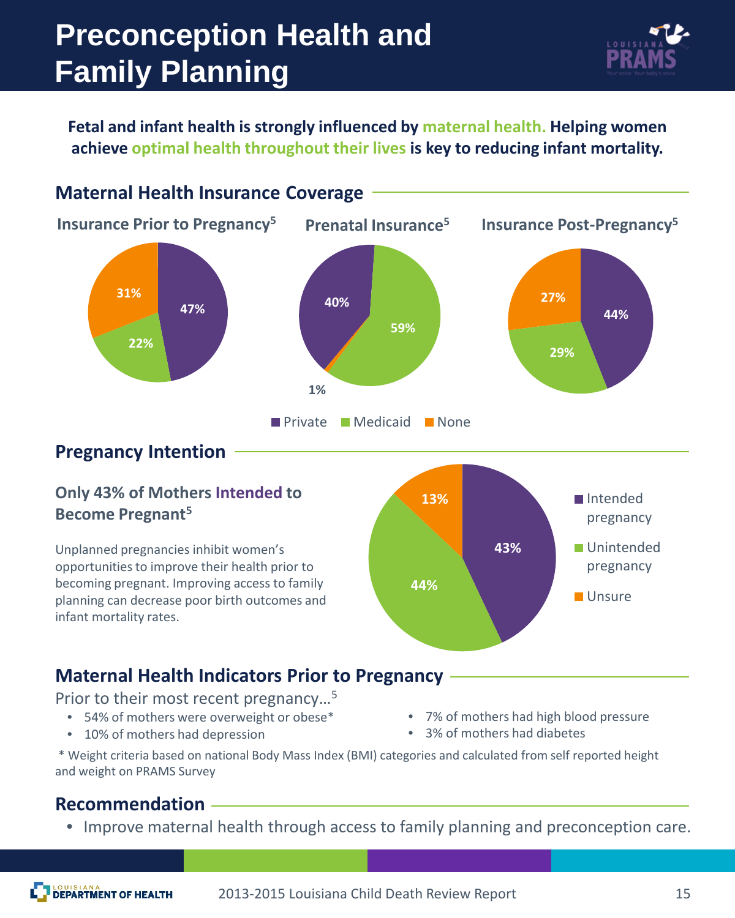# Preconception Health and Family Planning

**Fetal and infant health is strongly influenced by maternal health. Helping women achieve optimal health throughout their lives is key to reducing infant mortality.**

## Maternal Health Insurance Coverage

### Insurance Prior to Pregnancy[5]

| Private | Medicaid | None |
|---|---|---|
| 47% | 22% | 31% |

### Prenatal Insurance[5]

| Private | Medicaid | None |
|---|---|---|
| 40% | 59% | 1% |

### Insurance Post-Pregnancy[5]

| Private | Medicaid | None |
|---|---|---|
| 44% | 29% | 27% |

## Pregnancy Intention

### Only 43% of Mothers Intended to Become Pregnant[5]

Unplanned pregnancies inhibit women's opportunities to improve their health prior to becoming pregnant. Improving access to family planning can decrease poor birth outcomes and infant mortality rates.

| Intended pregnancy | Unintended pregnancy | Unsure |
|---|---|---|
| 43% | 44% | 13% |

## Maternal Health Indicators Prior to Pregnancy

Prior to their most recent pregnancy…[5]

- 54% of mothers were overweight or obese*
- 10% of mothers had depression
- 7% of mothers had high blood pressure
- 3% of mothers had diabetes

\* Weight criteria based on national Body Mass Index (BMI) categories and calculated from self reported height and weight on PRAMS Survey

## Recommendation

- Improve maternal health through access to family planning and preconception care.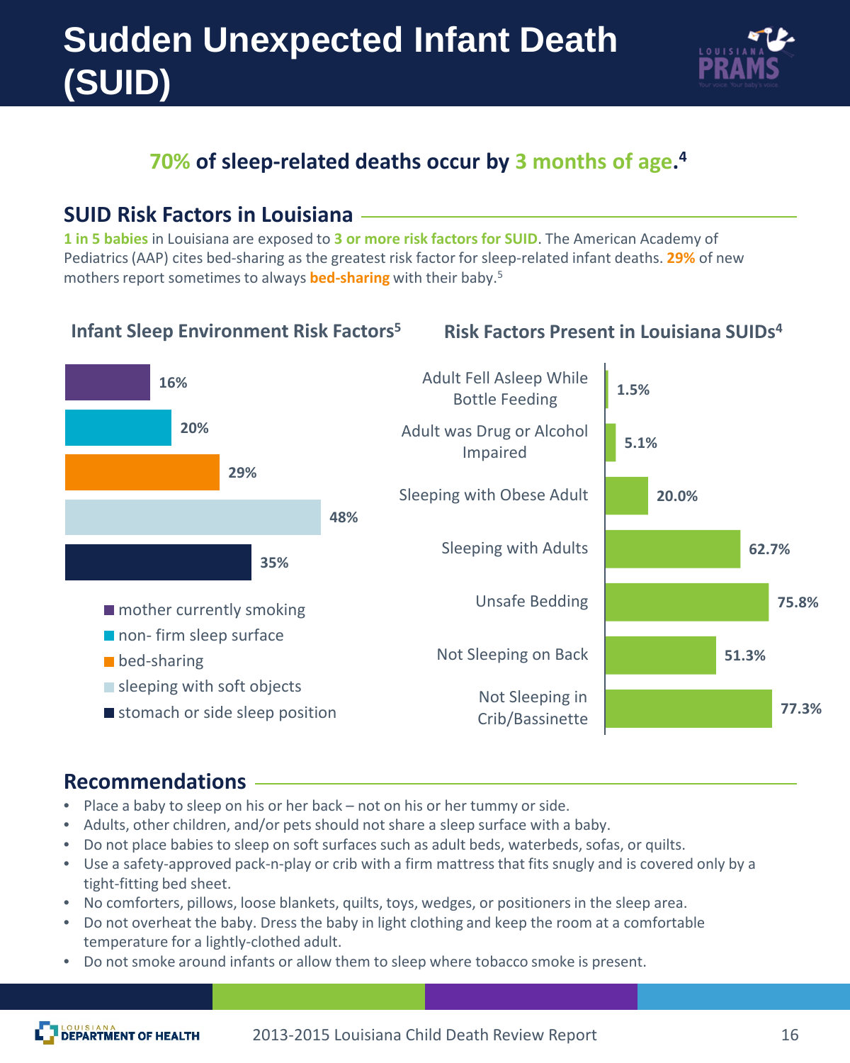# Sudden Unexpected Infant Death (SUID)

**70% of sleep-related deaths occur by 3 months of age.**[4]

## SUID Risk Factors in Louisiana

**1 in 5 babies** in Louisiana are exposed to **3 or more risk factors for SUID**. The American Academy of Pediatrics (AAP) cites bed-sharing as the greatest risk factor for sleep-related infant deaths. **29%** of new mothers report sometimes to always **bed-sharing** with their baby.[5]

### Infant Sleep Environment Risk Factors[5]

| Risk Factor | Percent |
|---|---|
| mother currently smoking | 16% |
| non- firm sleep surface | 20% |
| bed-sharing | 29% |
| sleeping with soft objects | 48% |
| stomach or side sleep position | 35% |

### Risk Factors Present in Louisiana SUIDs[4]

| Risk Factor | Percent |
|---|---|
| Adult Fell Asleep While Bottle Feeding | 1.5% |
| Adult was Drug or Alcohol Impaired | 5.1% |
| Sleeping with Obese Adult | 20.0% |
| Sleeping with Adults | 62.7% |
| Unsafe Bedding | 75.8% |
| Not Sleeping on Back | 51.3% |
| Not Sleeping in Crib/Bassinette | 77.3% |

## Recommendations

- Place a baby to sleep on his or her back – not on his or her tummy or side.
- Adults, other children, and/or pets should not share a sleep surface with a baby.
- Do not place babies to sleep on soft surfaces such as adult beds, waterbeds, sofas, or quilts.
- Use a safety-approved pack-n-play or crib with a firm mattress that fits snugly and is covered only by a tight-fitting bed sheet.
- No comforters, pillows, loose blankets, quilts, toys, wedges, or positioners in the sleep area.
- Do not overheat the baby. Dress the baby in light clothing and keep the room at a comfortable temperature for a lightly-clothed adult.
- Do not smoke around infants or allow them to sleep where tobacco smoke is present.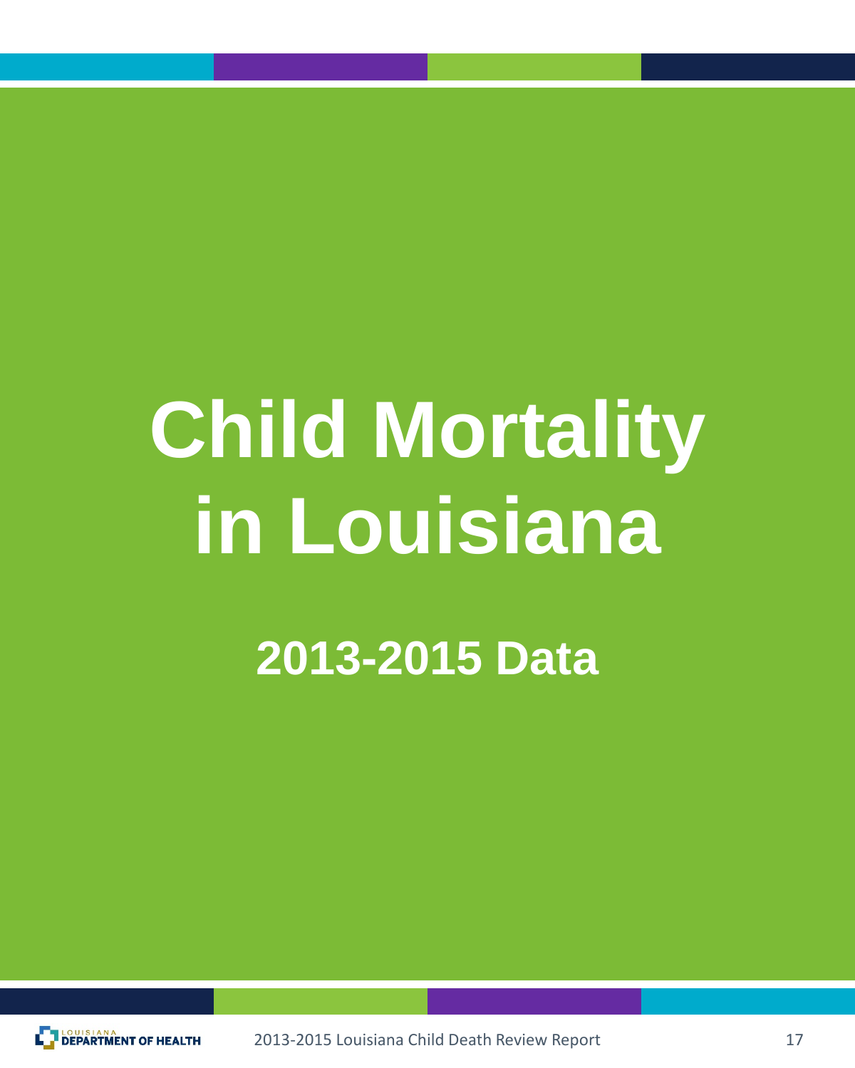# Child Mortality in Louisiana

## 2013-2015 Data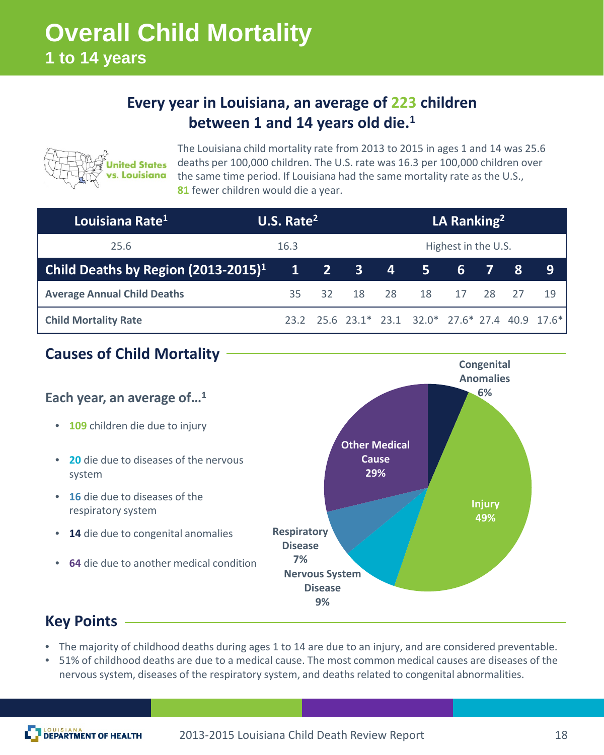# Overall Child Mortality

## 1 to 14 years

### Every year in Louisiana, an average of 223 children between 1 and 14 years old die.[1]

**United States vs. Louisiana**

The Louisiana child mortality rate from 2013 to 2015 in ages 1 and 14 was 25.6 deaths per 100,000 children. The U.S. rate was 16.3 per 100,000 children over the same time period. If Louisiana had the same mortality rate as the U.S., **81** fewer children would die a year.

| Louisiana Rate[1] | U.S. Rate[2] | LA Ranking[2] |
|---|---|---|
| 25.6 | 16.3 | Highest in the U.S. |

| Child Deaths by Region (2013-2015)[1] | 1 | 2 | 3 | 4 | 5 | 6 | 7 | 8 | 9 |
|---|---|---|---|---|---|---|---|---|---|
| **Average Annual Child Deaths** | 35 | 32 | 18 | 28 | 18 | 17 | 28 | 27 | 19 |
| **Child Mortality Rate** | 23.2 | 25.6 | 23.1* | 23.1 | 32.0* | 27.6* | 27.4 | 40.9 | 17.6* |

## Causes of Child Mortality

### Each year, an average of…[1]

- **109** children die due to injury
- **20** die due to diseases of the nervous system
- **16** die due to diseases of the respiratory system
- **14** die due to congenital anomalies
- **64** die due to another medical condition

| Cause | Percent |
|---|---|
| Injury | 49% |
| Other Medical Cause | 29% |
| Nervous System Disease | 9% |
| Respiratory Disease | 7% |
| Congenital Anomalies | 6% |

## Key Points

- The majority of childhood deaths during ages 1 to 14 are due to an injury, and are considered preventable.
- 51% of childhood deaths are due to a medical cause. The most common medical causes are diseases of the nervous system, diseases of the respiratory system, and deaths related to congenital abnormalities.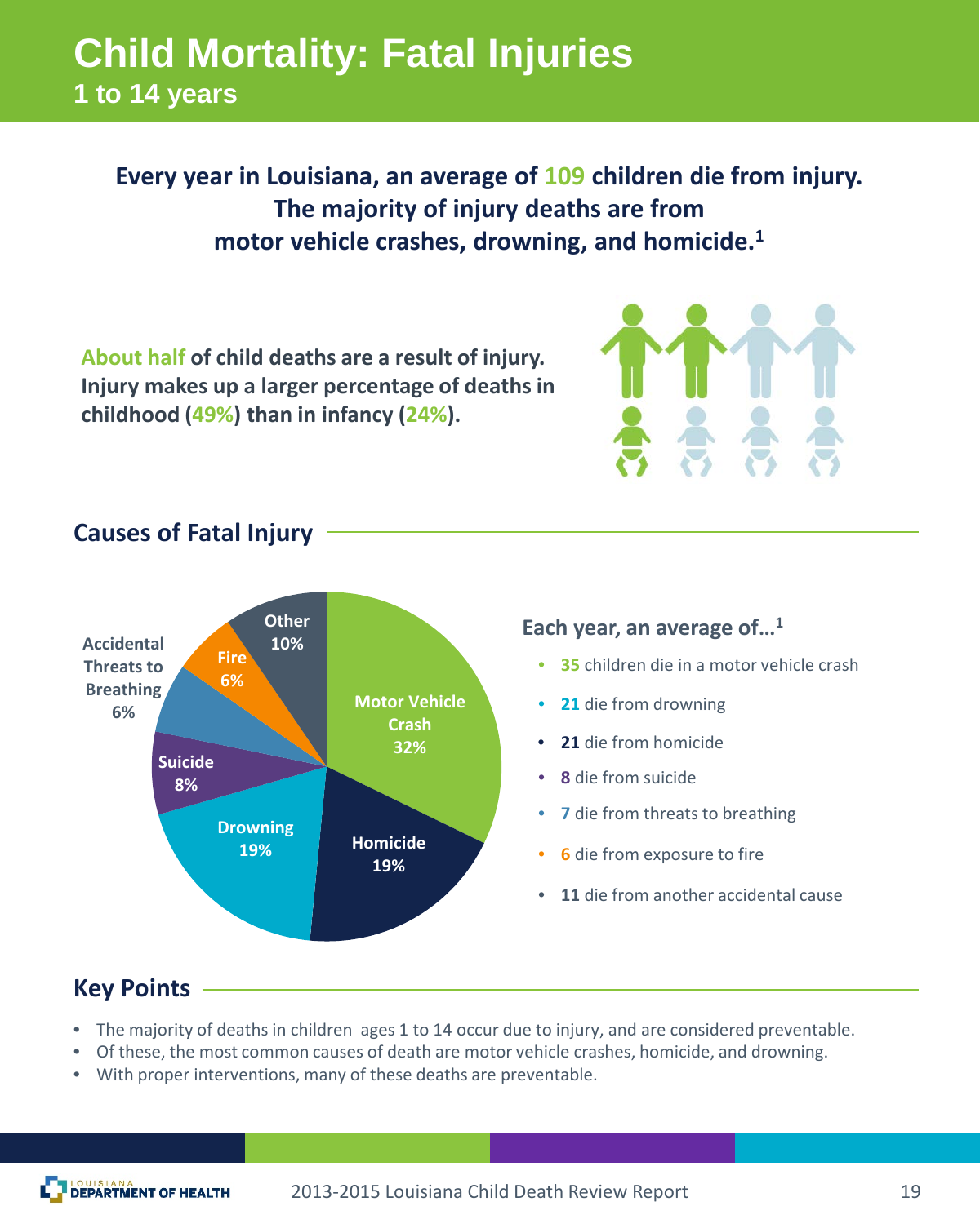# Child Mortality: Fatal Injuries

## 1 to 14 years

**Every year in Louisiana, an average of 109 children die from injury. The majority of injury deaths are from motor vehicle crashes, drowning, and homicide.[1]**

**About half of child deaths are a result of injury. Injury makes up a larger percentage of deaths in childhood (49%) than in infancy (24%).**

## Causes of Fatal Injury

Motor Vehicle Crash 32%
Homicide 19%
Drowning 19%
Suicide 8%
Accidental Threats to Breathing 6%
Fire 6%
Other 10%

**Each year, an average of…[1]**

- **35** children die in a motor vehicle crash
- **21** die from drowning
- **21** die from homicide
- **8** die from suicide
- **7** die from threats to breathing
- **6** die from exposure to fire
- **11** die from another accidental cause

## Key Points

- The majority of deaths in children ages 1 to 14 occur due to injury, and are considered preventable.
- Of these, the most common causes of death are motor vehicle crashes, homicide, and drowning.
- With proper interventions, many of these deaths are preventable.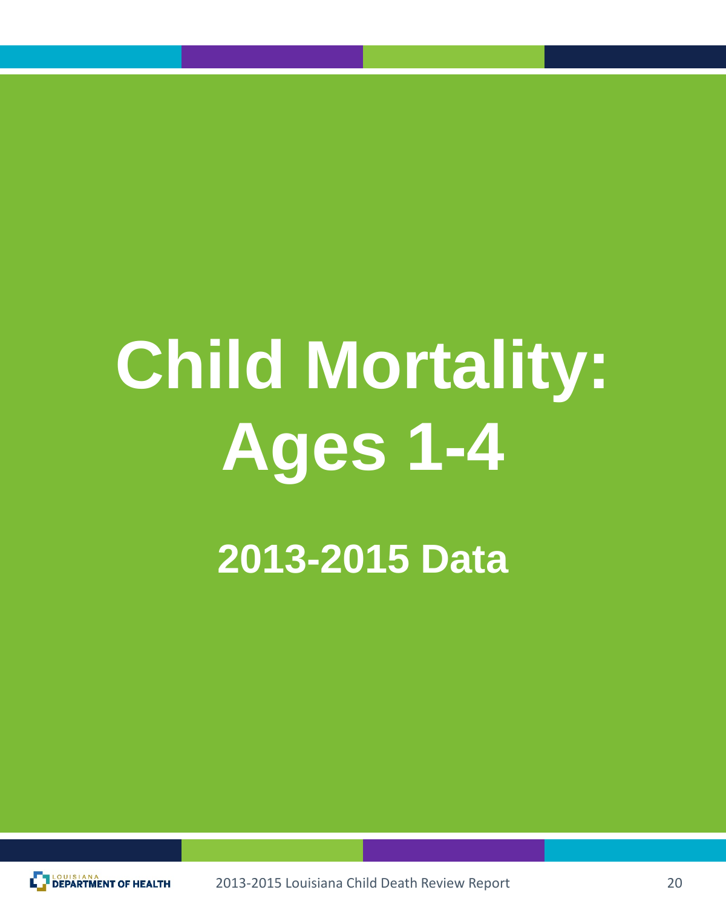# Child Mortality: Ages 1-4

## 2013-2015 Data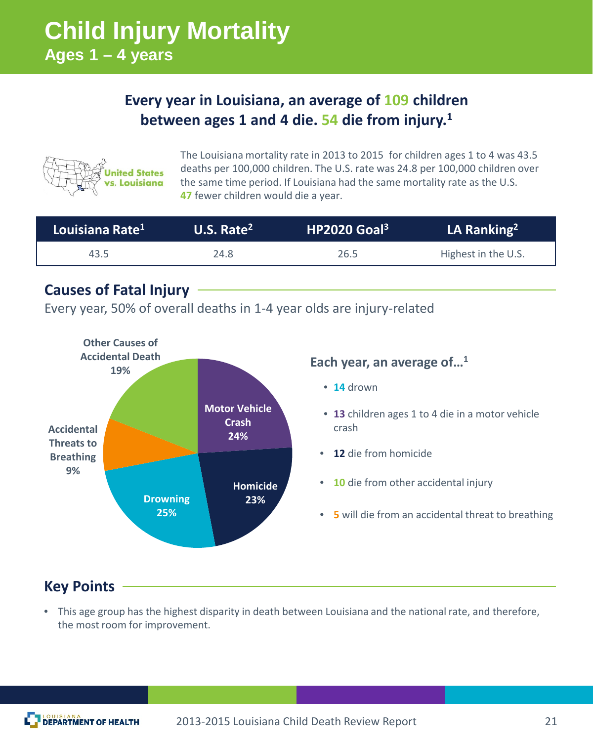# Child Injury Mortality

## Ages 1 – 4 years

**Every year in Louisiana, an average of 109 children between ages 1 and 4 die. 54 die from injury.[1]**

United States vs. Louisiana

The Louisiana mortality rate in 2013 to 2015 for children ages 1 to 4 was 43.5 deaths per 100,000 children. The U.S. rate was 24.8 per 100,000 children over the same time period. If Louisiana had the same mortality rate as the U.S. 47 fewer children would die a year.

| Louisiana Rate[1] | U.S. Rate[2] | HP2020 Goal[3] | LA Ranking[2] |
|---|---|---|---|
| 43.5 | 24.8 | 26.5 | Highest in the U.S. |

## Causes of Fatal Injury

Every year, 50% of overall deaths in 1-4 year olds are injury-related

- Motor Vehicle Crash 24%
- Homicide 23%
- Drowning 25%
- Accidental Threats to Breathing 9%
- Other Causes of Accidental Death 19%

### Each year, an average of…[1]

- **14** drown
- **13** children ages 1 to 4 die in a motor vehicle crash
- **12** die from homicide
- **10** die from other accidental injury
- **5** will die from an accidental threat to breathing

## Key Points

- This age group has the highest disparity in death between Louisiana and the national rate, and therefore, the most room for improvement.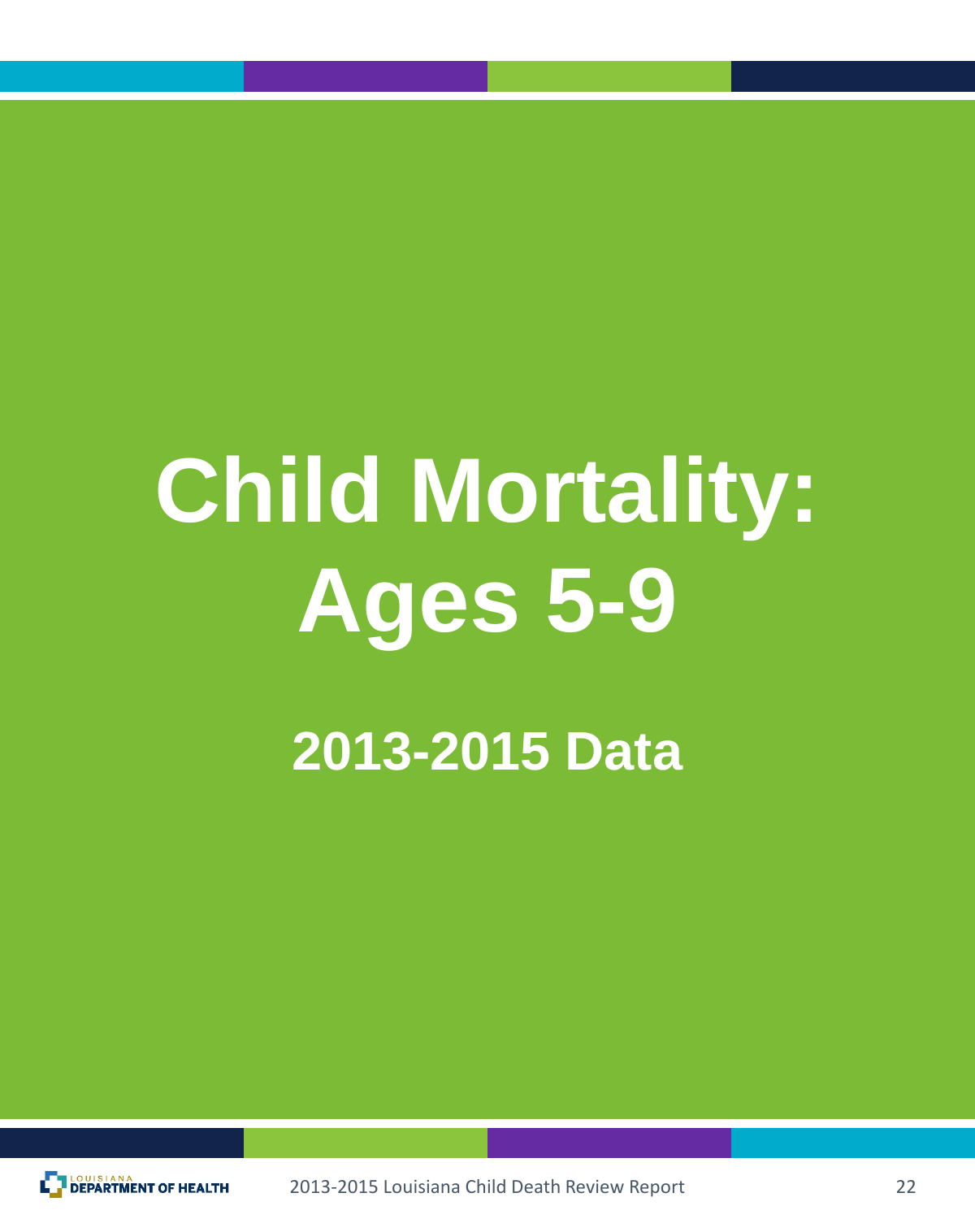# Child Mortality: Ages 5-9

## 2013-2015 Data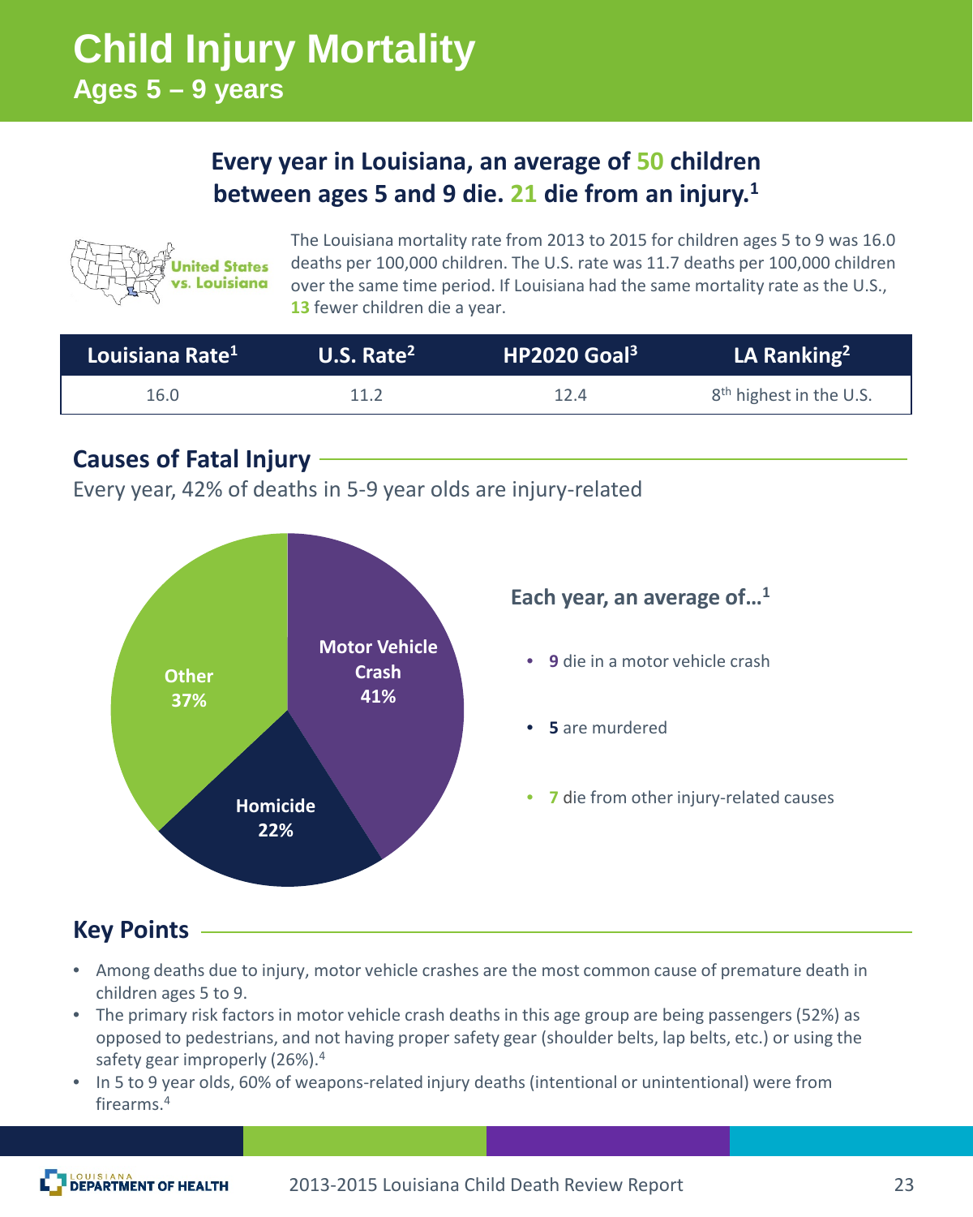# Child Injury Mortality

## Ages 5 – 9 years

**Every year in Louisiana, an average of 50 children between ages 5 and 9 die. 21 die from an injury.[1]**

United States vs. Louisiana

The Louisiana mortality rate from 2013 to 2015 for children ages 5 to 9 was 16.0 deaths per 100,000 children. The U.S. rate was 11.7 deaths per 100,000 children over the same time period. If Louisiana had the same mortality rate as the U.S., **13** fewer children die a year.

| Louisiana Rate[1] | U.S. Rate[2] | HP2020 Goal[3] | LA Ranking[2] |
|---|---|---|---|
| 16.0 | 11.2 | 12.4 | 8th highest in the U.S. |

## Causes of Fatal Injury

Every year, 42% of deaths in 5-9 year olds are injury-related

- Motor Vehicle Crash 41%
- Homicide 22%
- Other 37%

**Each year, an average of…[1]**

- **9** die in a motor vehicle crash
- **5** are murdered
- **7** die from other injury-related causes

## Key Points

- Among deaths due to injury, motor vehicle crashes are the most common cause of premature death in children ages 5 to 9.
- The primary risk factors in motor vehicle crash deaths in this age group are being passengers (52%) as opposed to pedestrians, and not having proper safety gear (shoulder belts, lap belts, etc.) or using the safety gear improperly (26%).[4]
- In 5 to 9 year olds, 60% of weapons-related injury deaths (intentional or unintentional) were from firearms.[4]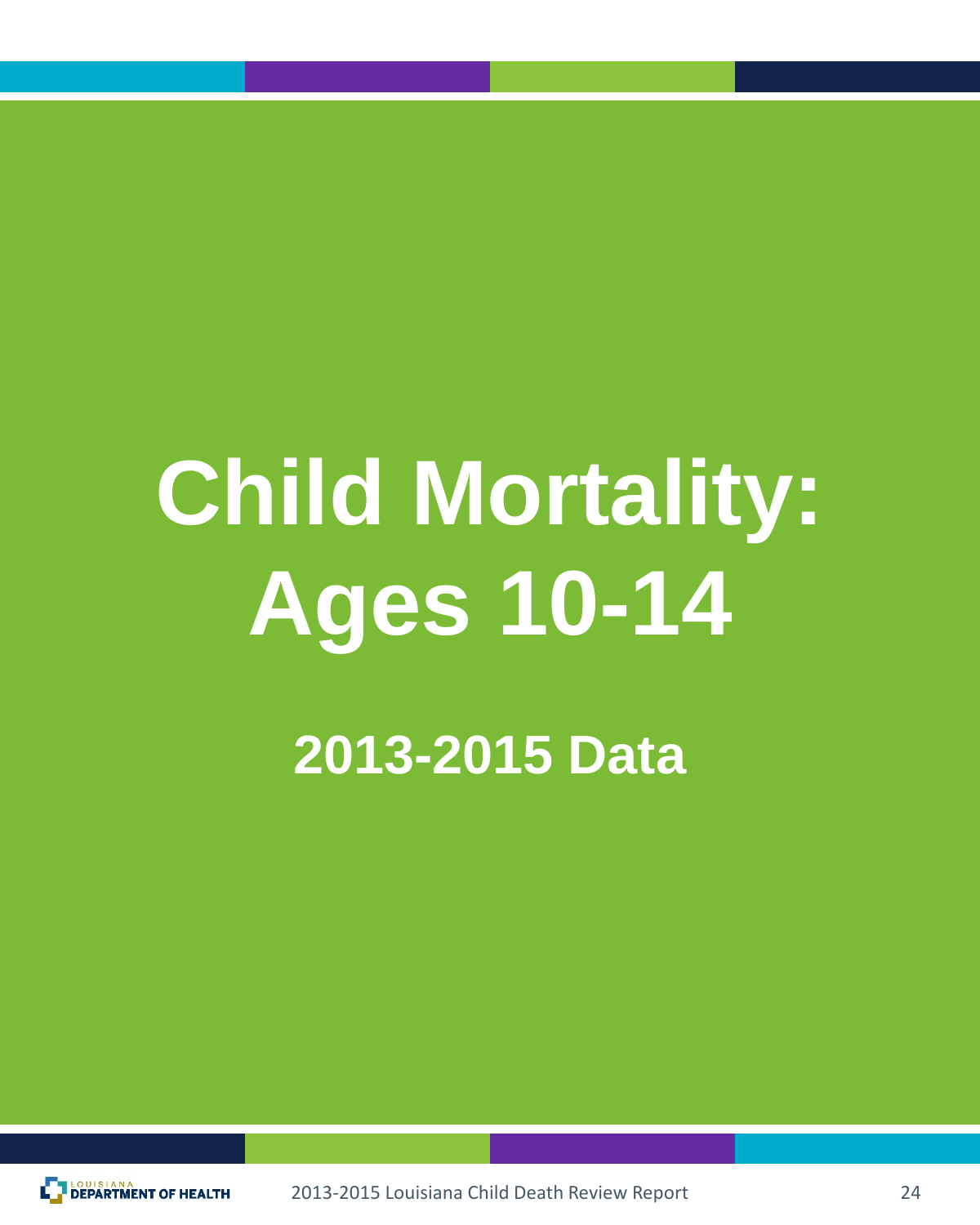# Child Mortality: Ages 10-14

## 2013-2015 Data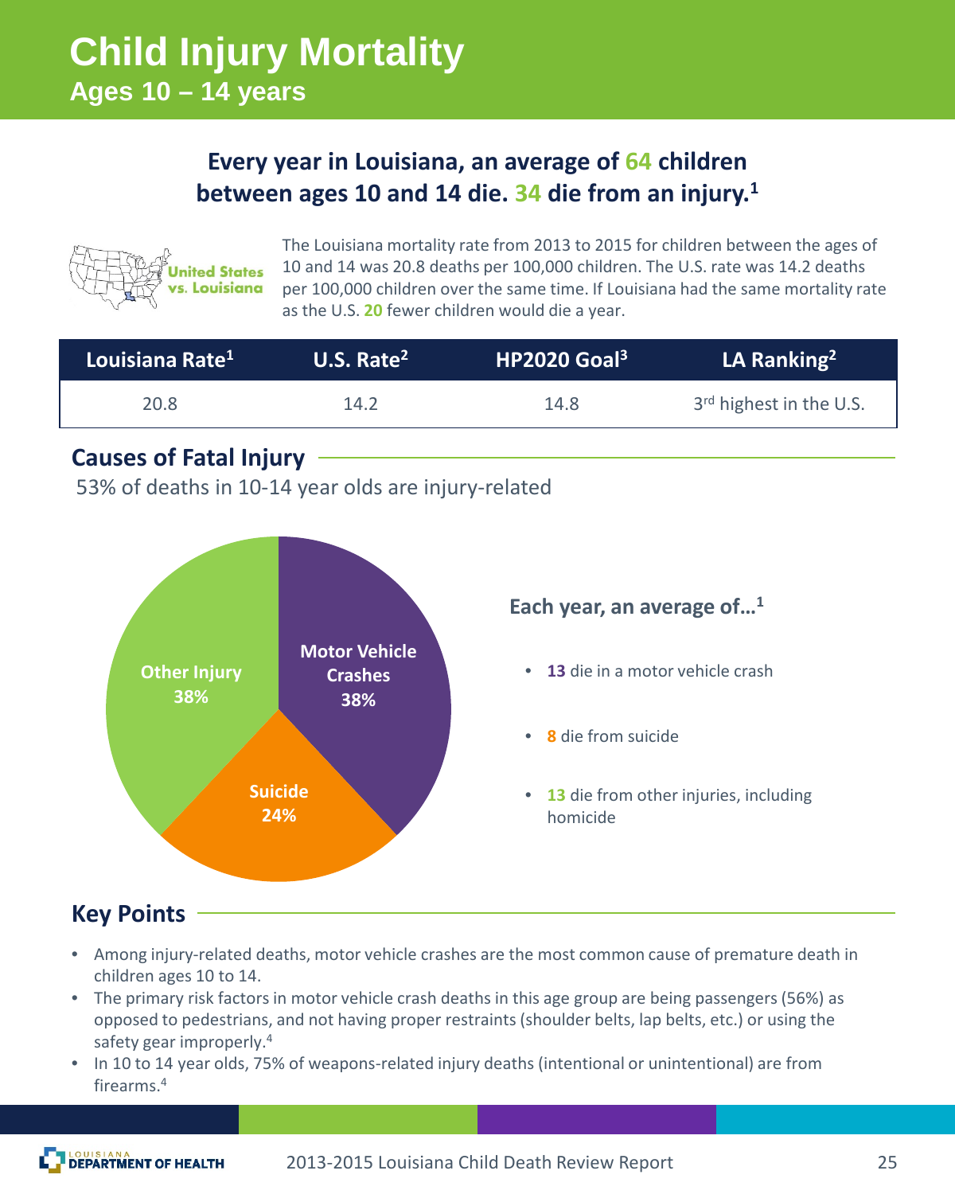# Child Injury Mortality

## Ages 10 – 14 years

**Every year in Louisiana, an average of 64 children between ages 10 and 14 die. 34 die from an injury.**[1]

United States vs. Louisiana

The Louisiana mortality rate from 2013 to 2015 for children between the ages of 10 and 14 was 20.8 deaths per 100,000 children. The U.S. rate was 14.2 deaths per 100,000 children over the same time. If Louisiana had the same mortality rate as the U.S. 20 fewer children would die a year.

| Louisiana Rate[1] | U.S. Rate[2] | HP2020 Goal[3] | LA Ranking[2] |
|---|---|---|---|
| 20.8 | 14.2 | 14.8 | 3rd highest in the U.S. |

## Causes of Fatal Injury

53% of deaths in 10-14 year olds are injury-related

- Motor Vehicle Crashes 38%
- Suicide 24%
- Other Injury 38%

**Each year, an average of…**[1]

- **13** die in a motor vehicle crash
- **8** die from suicide
- **13** die from other injuries, including homicide

## Key Points

- Among injury-related deaths, motor vehicle crashes are the most common cause of premature death in children ages 10 to 14.
- The primary risk factors in motor vehicle crash deaths in this age group are being passengers (56%) as opposed to pedestrians, and not having proper restraints (shoulder belts, lap belts, etc.) or using the safety gear improperly.[4]
- In 10 to 14 year olds, 75% of weapons-related injury deaths (intentional or unintentional) are from firearms.[4]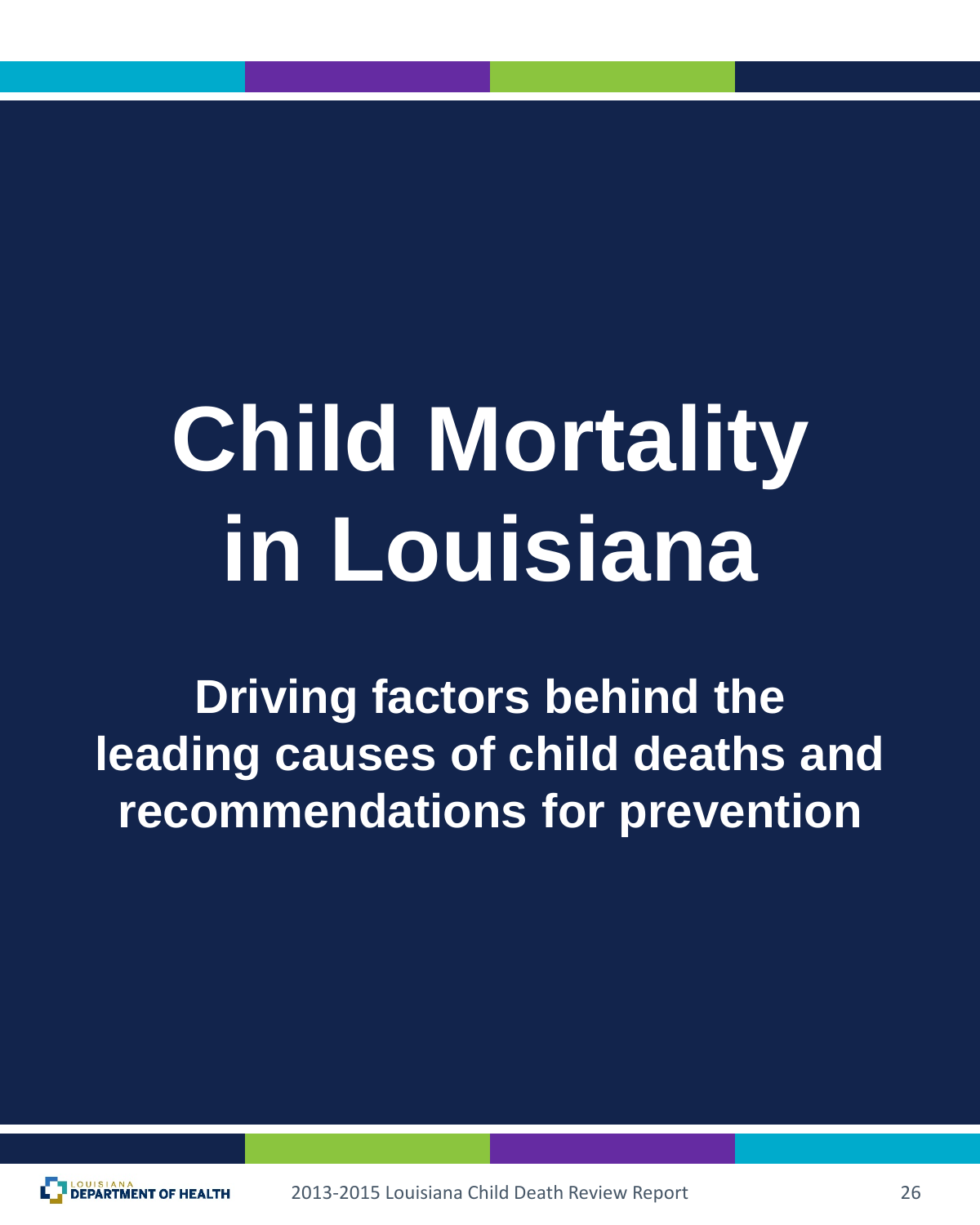# Child Mortality in Louisiana

## Driving factors behind the leading causes of child deaths and recommendations for prevention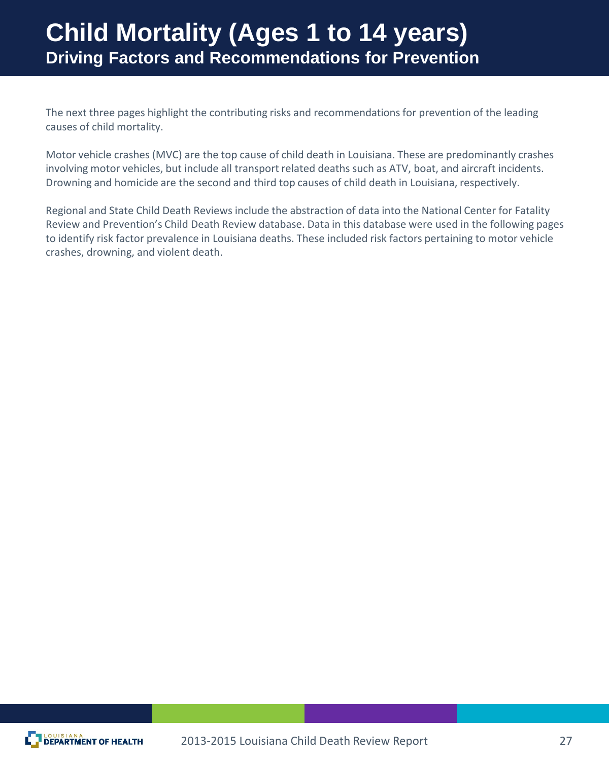# Child Mortality (Ages 1 to 14 years)

## Driving Factors and Recommendations for Prevention

The next three pages highlight the contributing risks and recommendations for prevention of the leading causes of child mortality.

Motor vehicle crashes (MVC) are the top cause of child death in Louisiana. These are predominantly crashes involving motor vehicles, but include all transport related deaths such as ATV, boat, and aircraft incidents. Drowning and homicide are the second and third top causes of child death in Louisiana, respectively.

Regional and State Child Death Reviews include the abstraction of data into the National Center for Fatality Review and Prevention's Child Death Review database. Data in this database were used in the following pages to identify risk factor prevalence in Louisiana deaths. These included risk factors pertaining to motor vehicle crashes, drowning, and violent death.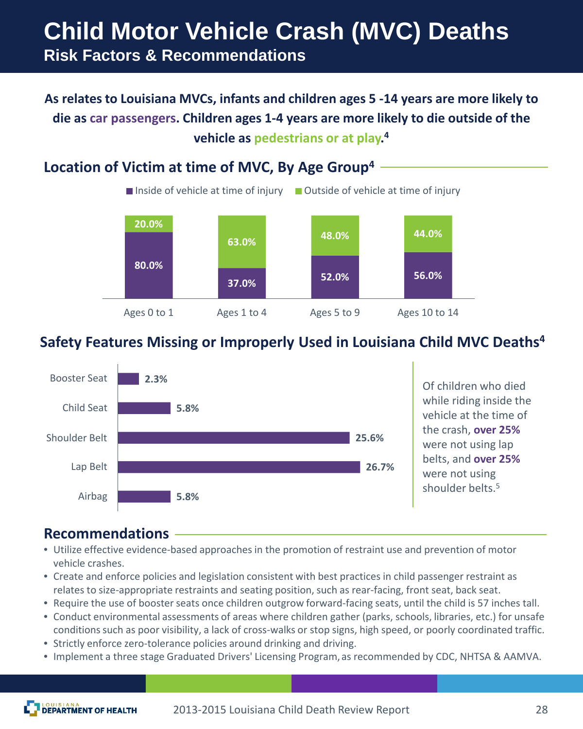# Child Motor Vehicle Crash (MVC) Deaths

## Risk Factors & Recommendations

**As relates to Louisiana MVCs, infants and children ages 5 -14 years are more likely to die as car passengers. Children ages 1-4 years are more likely to die outside of the vehicle as pedestrians or at play.[4]**

### Location of Victim at time of MVC, By Age Group[4]

| Age Group | Inside of vehicle at time of injury | Outside of vehicle at time of injury |
|---|---|---|
| Ages 0 to 1 | 80.0% | 20.0% |
| Ages 1 to 4 | 37.0% | 63.0% |
| Ages 5 to 9 | 52.0% | 48.0% |
| Ages 10 to 14 | 56.0% | 44.0% |

### Safety Features Missing or Improperly Used in Louisiana Child MVC Deaths[4]

| Safety Feature | Percent |
|---|---|
| Booster Seat | 2.3% |
| Child Seat | 5.8% |
| Shoulder Belt | 25.6% |
| Lap Belt | 26.7% |
| Airbag | 5.8% |

Of children who died while riding inside the vehicle at the time of the crash, **over 25%** were not using lap belts, and **over 25%** were not using shoulder belts.[5]

### Recommendations

- Utilize effective evidence-based approaches in the promotion of restraint use and prevention of motor vehicle crashes.
- Create and enforce policies and legislation consistent with best practices in child passenger restraint as relates to size-appropriate restraints and seating position, such as rear-facing, front seat, back seat.
- Require the use of booster seats once children outgrow forward-facing seats, until the child is 57 inches tall.
- Conduct environmental assessments of areas where children gather (parks, schools, libraries, etc.) for unsafe conditions such as poor visibility, a lack of cross-walks or stop signs, high speed, or poorly coordinated traffic.
- Strictly enforce zero-tolerance policies around drinking and driving.
- Implement a three stage Graduated Drivers' Licensing Program, as recommended by CDC, NHTSA & AAMVA.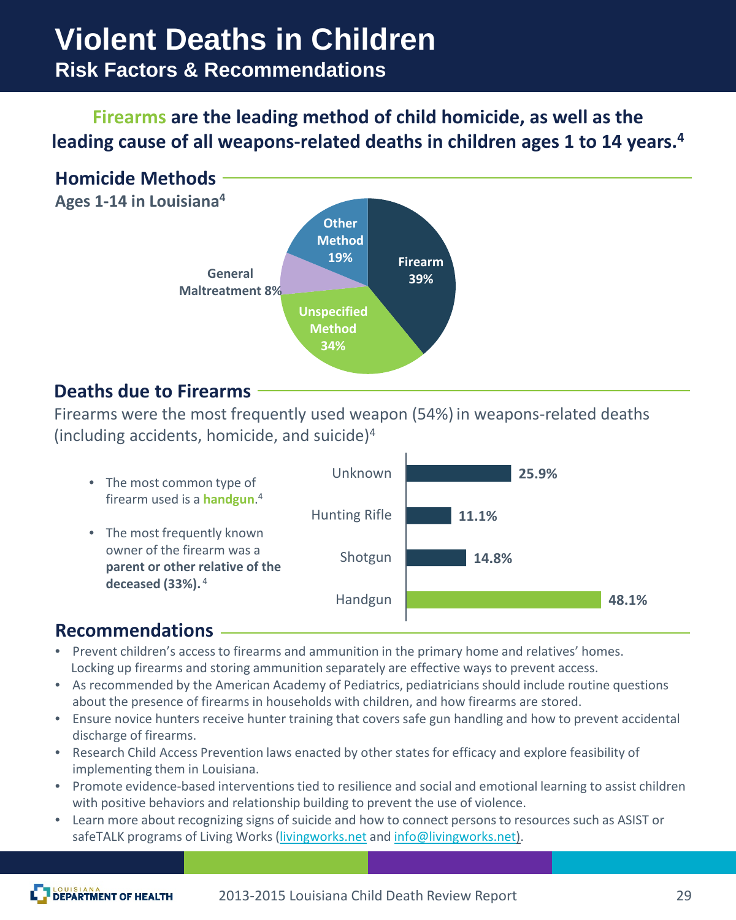# Violent Deaths in Children

## Risk Factors & Recommendations

**Firearms are the leading method of child homicide, as well as the leading cause of all weapons-related deaths in children ages 1 to 14 years.[4]**

### Homicide Methods

**Ages 1-14 in Louisiana[4]**

| Method | Percent |
|---|---|
| Firearm | 39% |
| Unspecified Method | 34% |
| Other Method | 19% |
| General Maltreatment | 8% |

### Deaths due to Firearms

Firearms were the most frequently used weapon (54%) in weapons-related deaths (including accidents, homicide, and suicide)[4]

- The most common type of firearm used is a **handgun**.[4]
- The most frequently known owner of the firearm was a **parent or other relative of the deceased (33%).**[4]

| Firearm Type | Percent |
|---|---|
| Unknown | 25.9% |
| Hunting Rifle | 11.1% |
| Shotgun | 14.8% |
| Handgun | 48.1% |

### Recommendations

- Prevent children's access to firearms and ammunition in the primary home and relatives' homes. Locking up firearms and storing ammunition separately are effective ways to prevent access.
- As recommended by the American Academy of Pediatrics, pediatricians should include routine questions about the presence of firearms in households with children, and how firearms are stored.
- Ensure novice hunters receive hunter training that covers safe gun handling and how to prevent accidental discharge of firearms.
- Research Child Access Prevention laws enacted by other states for efficacy and explore feasibility of implementing them in Louisiana.
- Promote evidence-based interventions tied to resilience and social and emotional learning to assist children with positive behaviors and relationship building to prevent the use of violence.
- Learn more about recognizing signs of suicide and how to connect persons to resources such as ASIST or safeTALK programs of Living Works (livingworks.net and info@livingworks.net).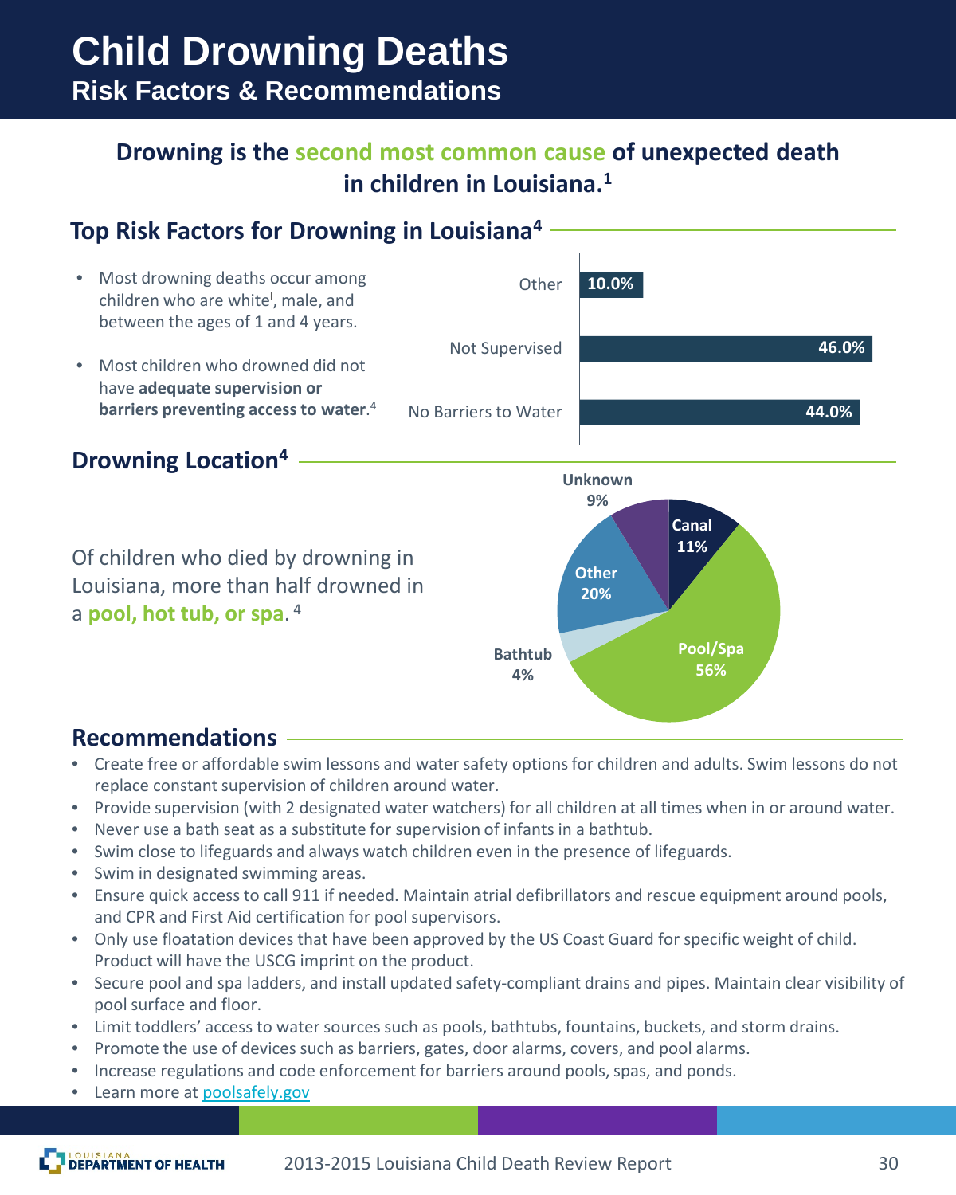# Child Drowning Deaths

## Risk Factors & Recommendations

**Drowning is the second most common cause of unexpected death in children in Louisiana.[1]**

## Top Risk Factors for Drowning in Louisiana[4]

- Most drowning deaths occur among children who are white[ǂ], male, and between the ages of 1 and 4 years.
- Most children who drowned did not have **adequate supervision or barriers preventing access to water**.[4]

| Risk Factor | Percent |
|---|---|
| Other | 10.0% |
| Not Supervised | 46.0% |
| No Barriers to Water | 44.0% |

## Drowning Location[4]

Of children who died by drowning in Louisiana, more than half drowned in a **pool, hot tub, or spa**. [4]

| Location | Percent |
|---|---|
| Pool/Spa | 56% |
| Other | 20% |
| Canal | 11% |
| Unknown | 9% |
| Bathtub | 4% |

## Recommendations

- Create free or affordable swim lessons and water safety options for children and adults. Swim lessons do not replace constant supervision of children around water.
- Provide supervision (with 2 designated water watchers) for all children at all times when in or around water.
- Never use a bath seat as a substitute for supervision of infants in a bathtub.
- Swim close to lifeguards and always watch children even in the presence of lifeguards.
- Swim in designated swimming areas.
- Ensure quick access to call 911 if needed. Maintain atrial defibrillators and rescue equipment around pools, and CPR and First Aid certification for pool supervisors.
- Only use floatation devices that have been approved by the US Coast Guard for specific weight of child. Product will have the USCG imprint on the product.
- Secure pool and spa ladders, and install updated safety-compliant drains and pipes. Maintain clear visibility of pool surface and floor.
- Limit toddlers' access to water sources such as pools, bathtubs, fountains, buckets, and storm drains.
- Promote the use of devices such as barriers, gates, door alarms, covers, and pool alarms.
- Increase regulations and code enforcement for barriers around pools, spas, and ponds.
- Learn more at [poolsafely.gov](poolsafely.gov)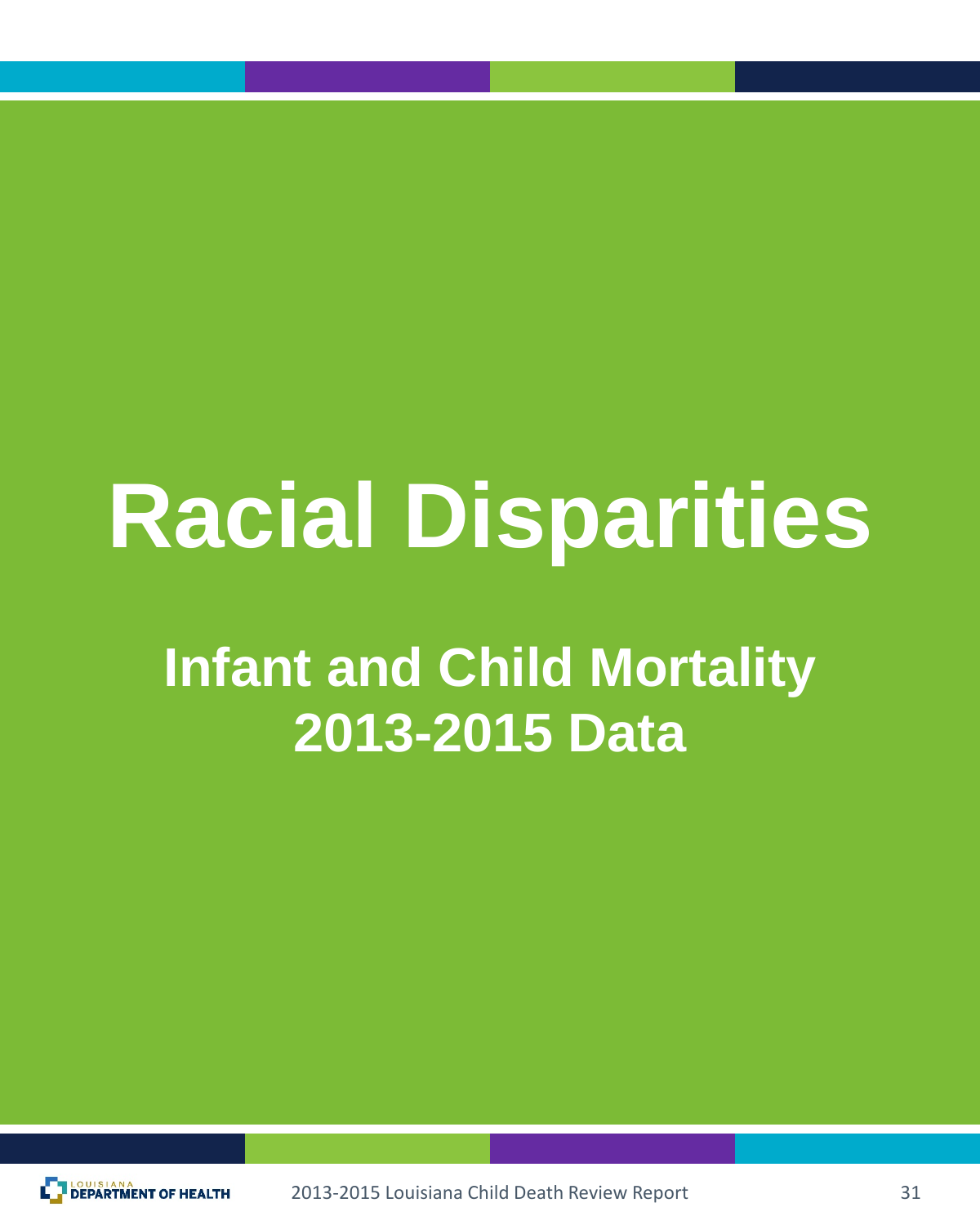# Racial Disparities

## Infant and Child Mortality
## 2013-2015 Data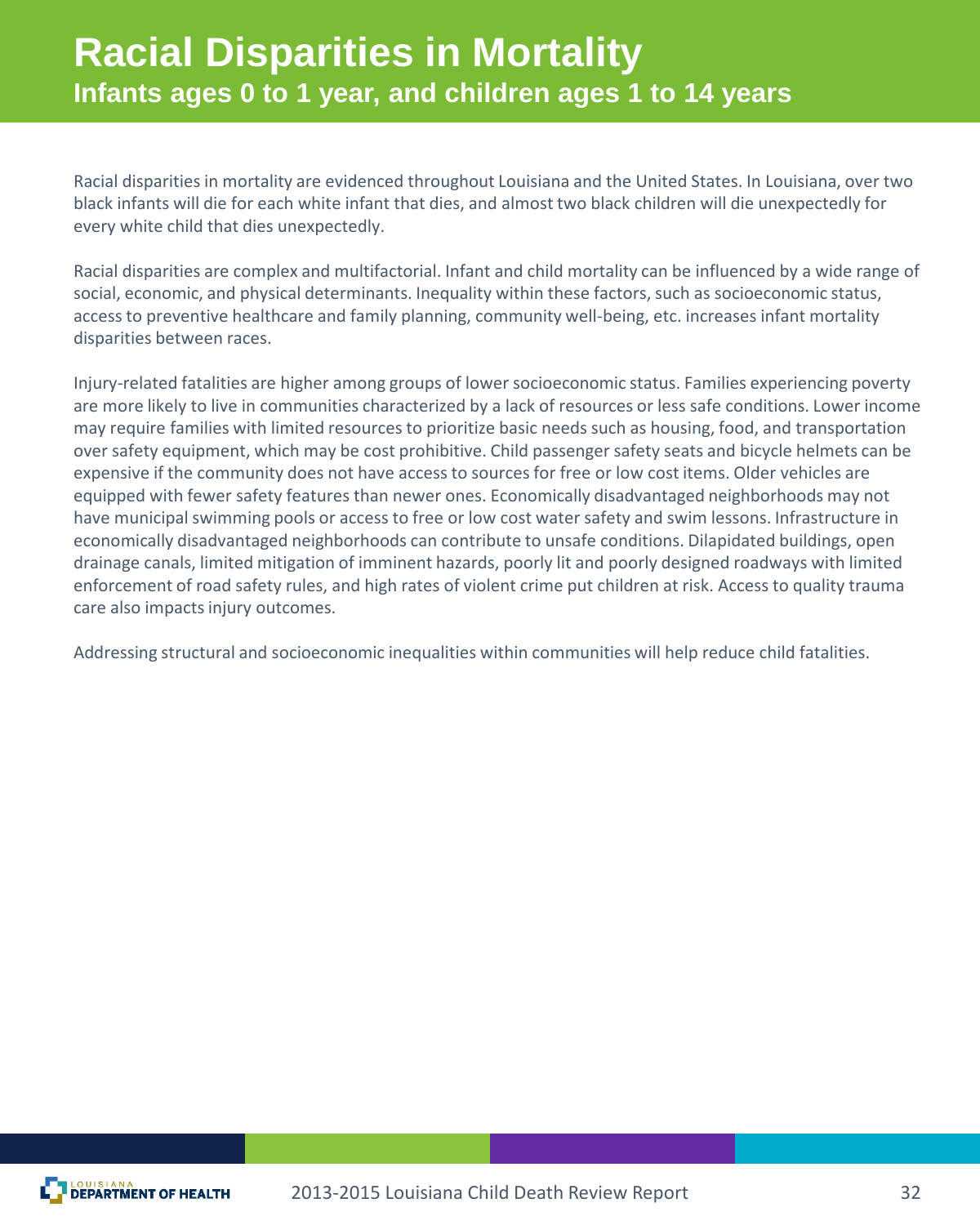# Racial Disparities in Mortality

## Infants ages 0 to 1 year, and children ages 1 to 14 years

Racial disparities in mortality are evidenced throughout Louisiana and the United States. In Louisiana, over two black infants will die for each white infant that dies, and almost two black children will die unexpectedly for every white child that dies unexpectedly.

Racial disparities are complex and multifactorial. Infant and child mortality can be influenced by a wide range of social, economic, and physical determinants. Inequality within these factors, such as socioeconomic status, access to preventive healthcare and family planning, community well-being, etc. increases infant mortality disparities between races.

Injury-related fatalities are higher among groups of lower socioeconomic status. Families experiencing poverty are more likely to live in communities characterized by a lack of resources or less safe conditions. Lower income may require families with limited resources to prioritize basic needs such as housing, food, and transportation over safety equipment, which may be cost prohibitive. Child passenger safety seats and bicycle helmets can be expensive if the community does not have access to sources for free or low cost items. Older vehicles are equipped with fewer safety features than newer ones. Economically disadvantaged neighborhoods may not have municipal swimming pools or access to free or low cost water safety and swim lessons. Infrastructure in economically disadvantaged neighborhoods can contribute to unsafe conditions. Dilapidated buildings, open drainage canals, limited mitigation of imminent hazards, poorly lit and poorly designed roadways with limited enforcement of road safety rules, and high rates of violent crime put children at risk. Access to quality trauma care also impacts injury outcomes.

Addressing structural and socioeconomic inequalities within communities will help reduce child fatalities.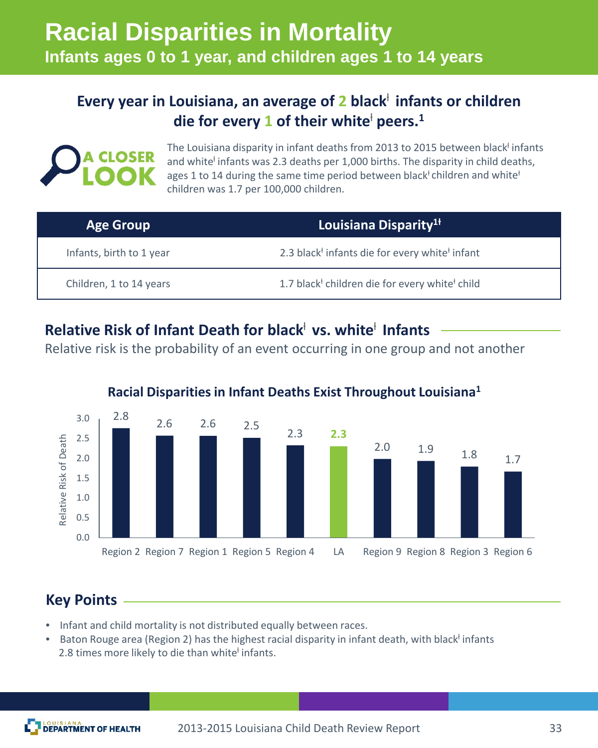# Racial Disparities in Mortality

## Infants ages 0 to 1 year, and children ages 1 to 14 years

### Every year in Louisiana, an average of 2 blackǂ infants or children die for every 1 of their whiteǂ peers.[1]

**A CLOSER LOOK**

The Louisiana disparity in infant deaths from 2013 to 2015 between blackǂ infants and whiteǂ infants was 2.3 deaths per 1,000 births. The disparity in child deaths, ages 1 to 14 during the same time period between blackǂ children and whiteǂ children was 1.7 per 100,000 children.

| Age Group | Louisiana Disparity[1ǂ] |
|---|---|
| Infants, birth to 1 year | 2.3 blackǂ infants die for every whiteǂ infant |
| Children, 1 to 14 years | 1.7 blackǂ children die for every whiteǂ child |

## Relative Risk of Infant Death for blackǂ vs. whiteǂ Infants

Relative risk is the probability of an event occurring in one group and not another

**Racial Disparities in Infant Deaths Exist Throughout Louisiana[1]**

| Region | Relative Risk of Death |
|---|---|
| Region 2 | 2.8 |
| Region 7 | 2.6 |
| Region 1 | 2.6 |
| Region 5 | 2.5 |
| Region 4 | 2.3 |
| LA | 2.3 |
| Region 9 | 2.0 |
| Region 8 | 1.9 |
| Region 3 | 1.8 |
| Region 6 | 1.7 |

## Key Points

- Infant and child mortality is not distributed equally between races.
- Baton Rouge area (Region 2) has the highest racial disparity in infant death, with blackǂ infants 2.8 times more likely to die than whiteǂ infants.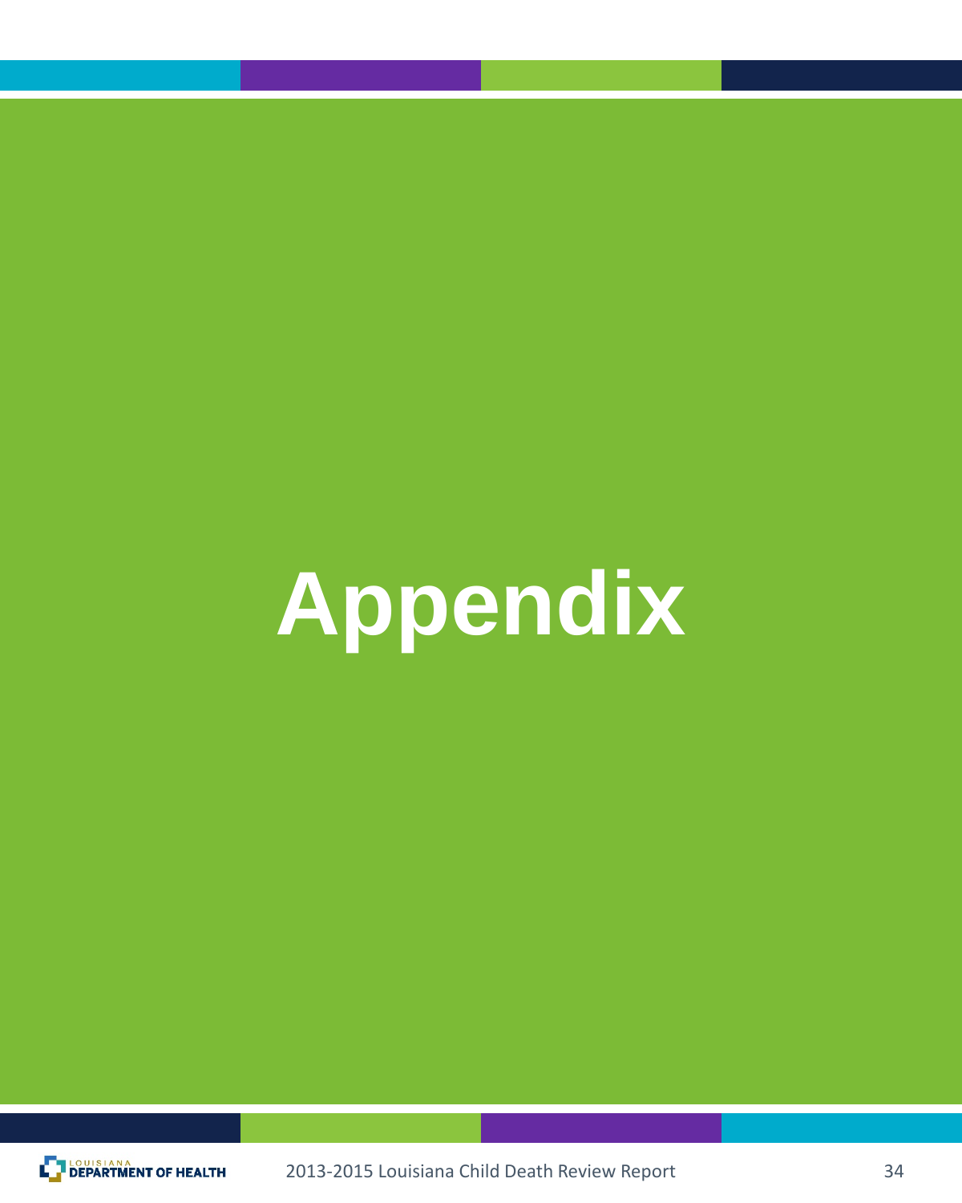# Appendix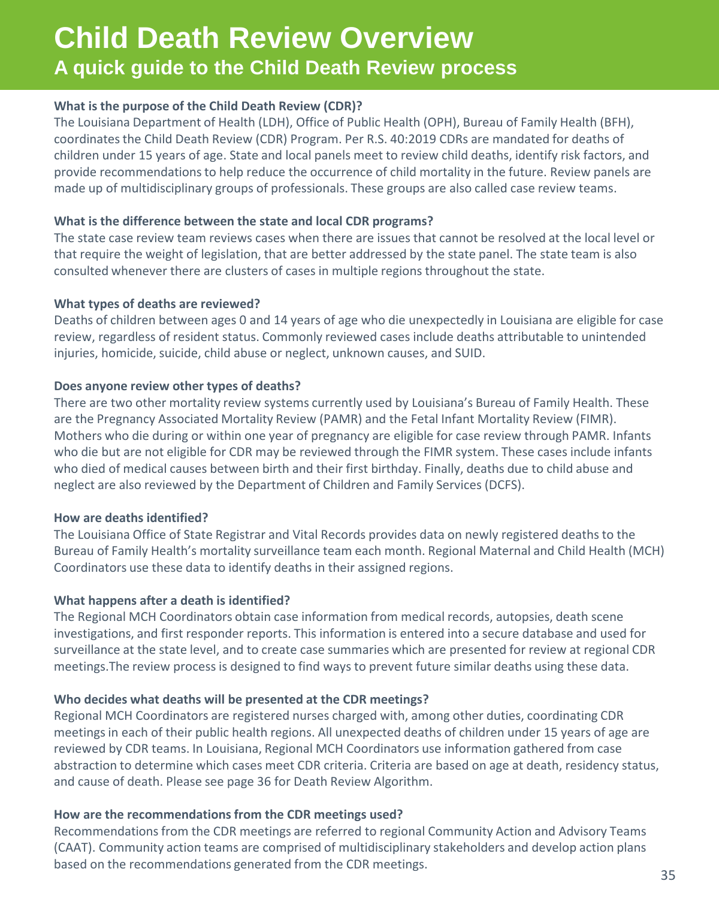# Child Death Review Overview

## A quick guide to the Child Death Review process

**What is the purpose of the Child Death Review (CDR)?**

The Louisiana Department of Health (LDH), Office of Public Health (OPH), Bureau of Family Health (BFH), coordinates the Child Death Review (CDR) Program. Per R.S. 40:2019 CDRs are mandated for deaths of children under 15 years of age. State and local panels meet to review child deaths, identify risk factors, and provide recommendations to help reduce the occurrence of child mortality in the future. Review panels are made up of multidisciplinary groups of professionals. These groups are also called case review teams.

**What is the difference between the state and local CDR programs?**

The state case review team reviews cases when there are issues that cannot be resolved at the local level or that require the weight of legislation, that are better addressed by the state panel. The state team is also consulted whenever there are clusters of cases in multiple regions throughout the state.

**What types of deaths are reviewed?**

Deaths of children between ages 0 and 14 years of age who die unexpectedly in Louisiana are eligible for case review, regardless of resident status. Commonly reviewed cases include deaths attributable to unintended injuries, homicide, suicide, child abuse or neglect, unknown causes, and SUID.

**Does anyone review other types of deaths?**

There are two other mortality review systems currently used by Louisiana's Bureau of Family Health. These are the Pregnancy Associated Mortality Review (PAMR) and the Fetal Infant Mortality Review (FIMR). Mothers who die during or within one year of pregnancy are eligible for case review through PAMR. Infants who die but are not eligible for CDR may be reviewed through the FIMR system. These cases include infants who died of medical causes between birth and their first birthday. Finally, deaths due to child abuse and neglect are also reviewed by the Department of Children and Family Services (DCFS).

**How are deaths identified?**

The Louisiana Office of State Registrar and Vital Records provides data on newly registered deaths to the Bureau of Family Health's mortality surveillance team each month. Regional Maternal and Child Health (MCH) Coordinators use these data to identify deaths in their assigned regions.

**What happens after a death is identified?**

The Regional MCH Coordinators obtain case information from medical records, autopsies, death scene investigations, and first responder reports. This information is entered into a secure database and used for surveillance at the state level, and to create case summaries which are presented for review at regional CDR meetings.The review process is designed to find ways to prevent future similar deaths using these data.

**Who decides what deaths will be presented at the CDR meetings?**

Regional MCH Coordinators are registered nurses charged with, among other duties, coordinating CDR meetings in each of their public health regions. All unexpected deaths of children under 15 years of age are reviewed by CDR teams. In Louisiana, Regional MCH Coordinators use information gathered from case abstraction to determine which cases meet CDR criteria. Criteria are based on age at death, residency status, and cause of death. Please see page 36 for Death Review Algorithm.

**How are the recommendations from the CDR meetings used?**

Recommendations from the CDR meetings are referred to regional Community Action and Advisory Teams (CAAT). Community action teams are comprised of multidisciplinary stakeholders and develop action plans based on the recommendations generated from the CDR meetings.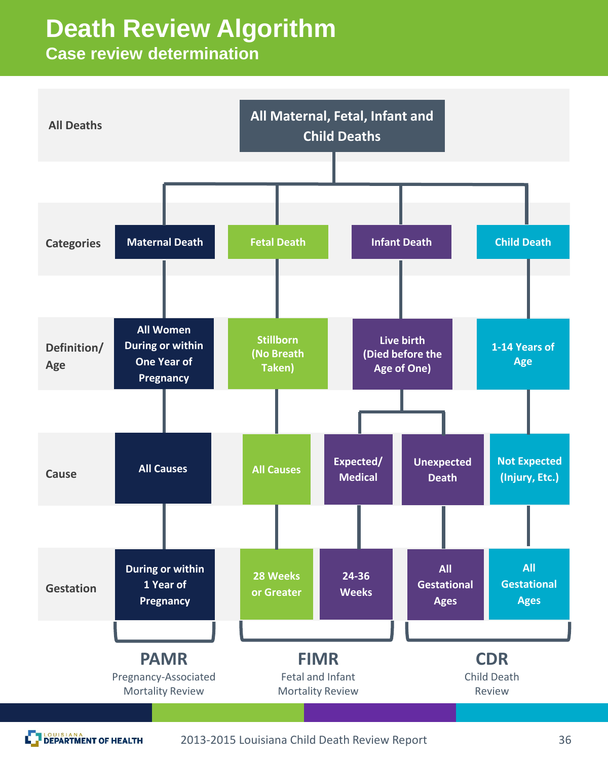# Death Review Algorithm

## Case review determination

| | | | | | | |
|---|---|---|---|---|---|---|
| **All Deaths** | All Maternal, Fetal, Infant and Child Deaths | | | | | |
| **Categories** | Maternal Death | Fetal Death | Infant Death | | | Child Death |
| **Definition/ Age** | All Women During or within One Year of Pregnancy | Stillborn (No Breath Taken) | Live birth (Died before the Age of One) | | | 1-14 Years of Age |
| **Cause** | All Causes | All Causes | Expected/ Medical | Unexpected Death | | Not Expected (Injury, Etc.) |
| **Gestation** | During or within 1 Year of Pregnancy | 28 Weeks or Greater | 24-36 Weeks | All Gestational Ages | | All Gestational Ages |

**PAMR**
Pregnancy-Associated Mortality Review

**FIMR**
Fetal and Infant Mortality Review

**CDR**
Child Death Review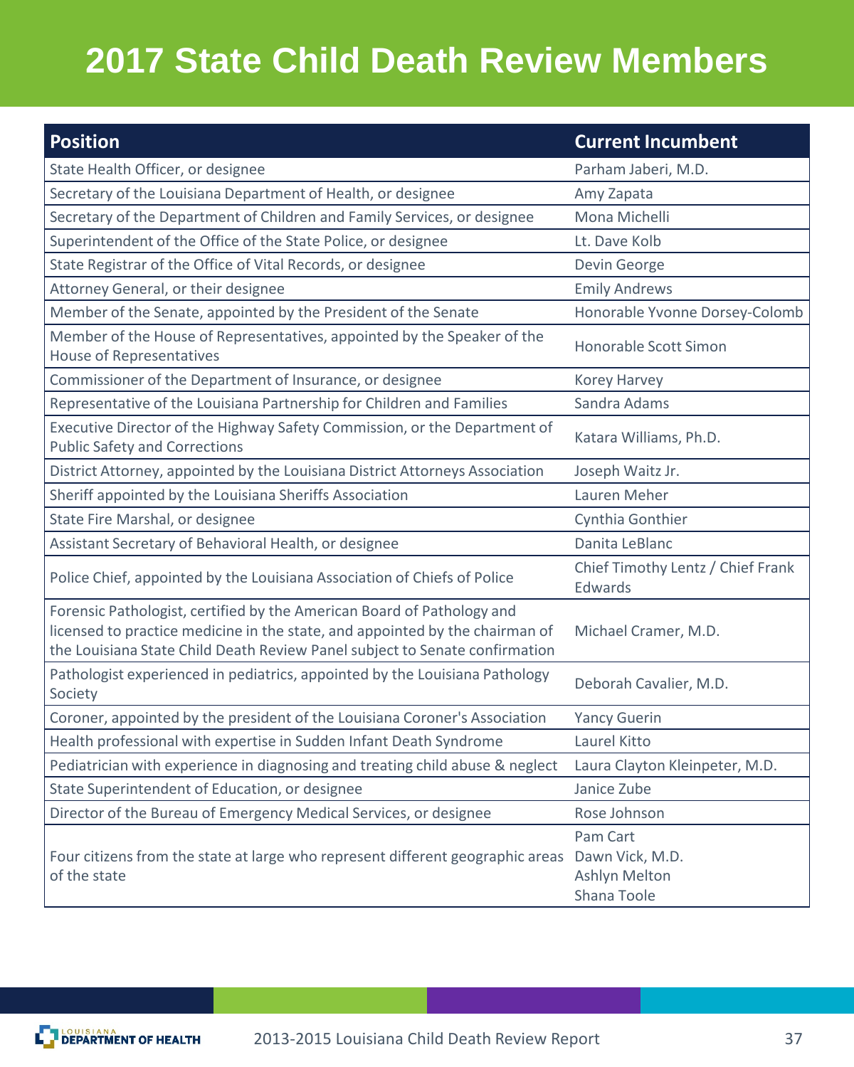# 2017 State Child Death Review Members

| Position | Current Incumbent |
| --- | --- |
| State Health Officer, or designee | Parham Jaberi, M.D. |
| Secretary of the Louisiana Department of Health, or designee | Amy Zapata |
| Secretary of the Department of Children and Family Services, or designee | Mona Michelli |
| Superintendent of the Office of the State Police, or designee | Lt. Dave Kolb |
| State Registrar of the Office of Vital Records, or designee | Devin George |
| Attorney General, or their designee | Emily Andrews |
| Member of the Senate, appointed by the President of the Senate | Honorable Yvonne Dorsey-Colomb |
| Member of the House of Representatives, appointed by the Speaker of the House of Representatives | Honorable Scott Simon |
| Commissioner of the Department of Insurance, or designee | Korey Harvey |
| Representative of the Louisiana Partnership for Children and Families | Sandra Adams |
| Executive Director of the Highway Safety Commission, or the Department of Public Safety and Corrections | Katara Williams, Ph.D. |
| District Attorney, appointed by the Louisiana District Attorneys Association | Joseph Waitz Jr. |
| Sheriff appointed by the Louisiana Sheriffs Association | Lauren Meher |
| State Fire Marshal, or designee | Cynthia Gonthier |
| Assistant Secretary of Behavioral Health, or designee | Danita LeBlanc |
| Police Chief, appointed by the Louisiana Association of Chiefs of Police | Chief Timothy Lentz / Chief Frank Edwards |
| Forensic Pathologist, certified by the American Board of Pathology and licensed to practice medicine in the state, and appointed by the chairman of the Louisiana State Child Death Review Panel subject to Senate confirmation | Michael Cramer, M.D. |
| Pathologist experienced in pediatrics, appointed by the Louisiana Pathology Society | Deborah Cavalier, M.D. |
| Coroner, appointed by the president of the Louisiana Coroner's Association | Yancy Guerin |
| Health professional with expertise in Sudden Infant Death Syndrome | Laurel Kitto |
| Pediatrician with experience in diagnosing and treating child abuse & neglect | Laura Clayton Kleinpeter, M.D. |
| State Superintendent of Education, or designee | Janice Zube |
| Director of the Bureau of Emergency Medical Services, or designee | Rose Johnson |
| Four citizens from the state at large who represent different geographic areas of the state | Pam Cart<br>Dawn Vick, M.D.<br>Ashlyn Melton<br>Shana Toole |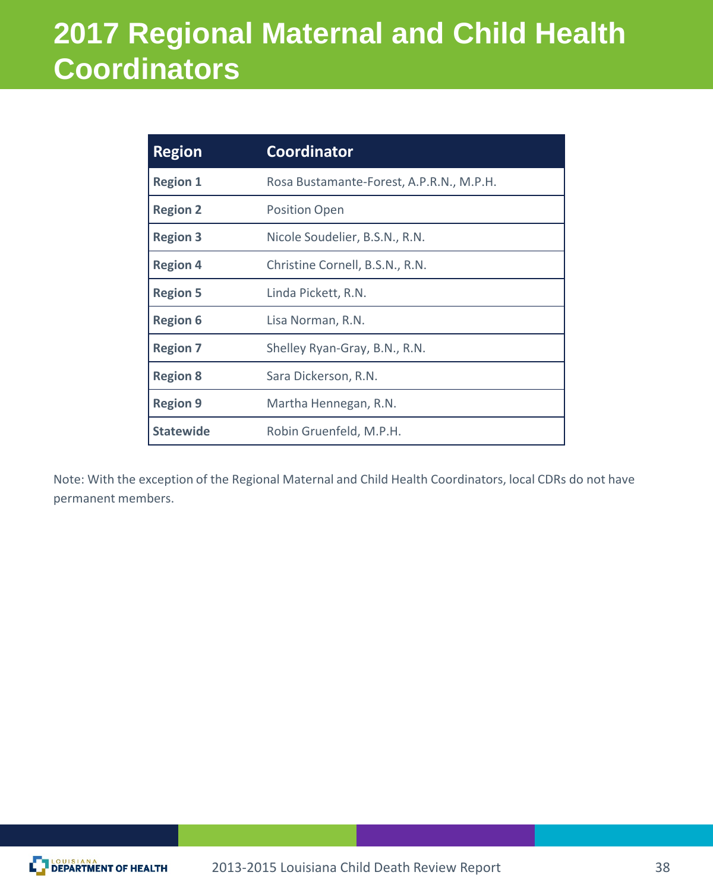# 2017 Regional Maternal and Child Health Coordinators

| Region | Coordinator |
|---|---|
| **Region 1** | Rosa Bustamante-Forest, A.P.R.N., M.P.H. |
| **Region 2** | Position Open |
| **Region 3** | Nicole Soudelier, B.S.N., R.N. |
| **Region 4** | Christine Cornell, B.S.N., R.N. |
| **Region 5** | Linda Pickett, R.N. |
| **Region 6** | Lisa Norman, R.N. |
| **Region 7** | Shelley Ryan-Gray, B.N., R.N. |
| **Region 8** | Sara Dickerson, R.N. |
| **Region 9** | Martha Hennegan, R.N. |
| **Statewide** | Robin Gruenfeld, M.P.H. |

Note: With the exception of the Regional Maternal and Child Health Coordinators, local CDRs do not have permanent members.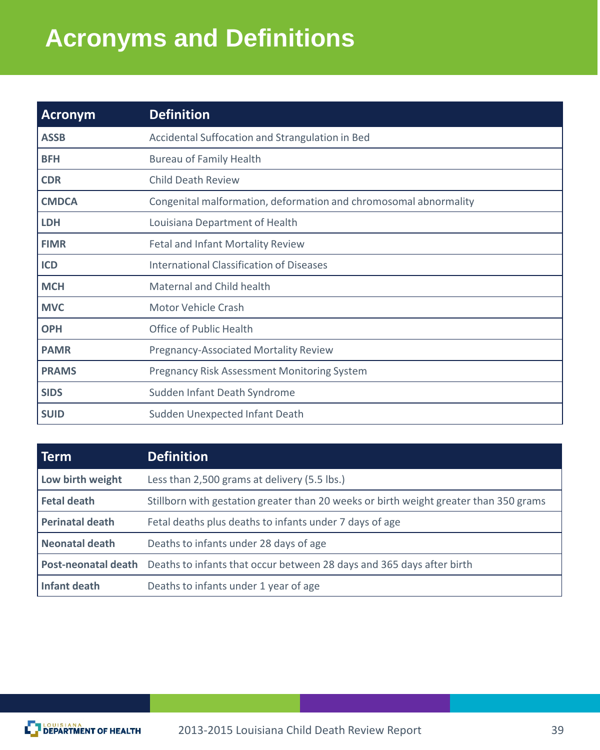# Acronyms and Definitions

| Acronym | Definition |
|---|---|
| **ASSB** | Accidental Suffocation and Strangulation in Bed |
| **BFH** | Bureau of Family Health |
| **CDR** | Child Death Review |
| **CMDCA** | Congenital malformation, deformation and chromosomal abnormality |
| **LDH** | Louisiana Department of Health |
| **FIMR** | Fetal and Infant Mortality Review |
| **ICD** | International Classification of Diseases |
| **MCH** | Maternal and Child health |
| **MVC** | Motor Vehicle Crash |
| **OPH** | Office of Public Health |
| **PAMR** | Pregnancy-Associated Mortality Review |
| **PRAMS** | Pregnancy Risk Assessment Monitoring System |
| **SIDS** | Sudden Infant Death Syndrome |
| **SUID** | Sudden Unexpected Infant Death |

| Term | Definition |
|---|---|
| **Low birth weight** | Less than 2,500 grams at delivery (5.5 lbs.) |
| **Fetal death** | Stillborn with gestation greater than 20 weeks or birth weight greater than 350 grams |
| **Perinatal death** | Fetal deaths plus deaths to infants under 7 days of age |
| **Neonatal death** | Deaths to infants under 28 days of age |
| **Post-neonatal death** | Deaths to infants that occur between 28 days and 365 days after birth |
| **Infant death** | Deaths to infants under 1 year of age |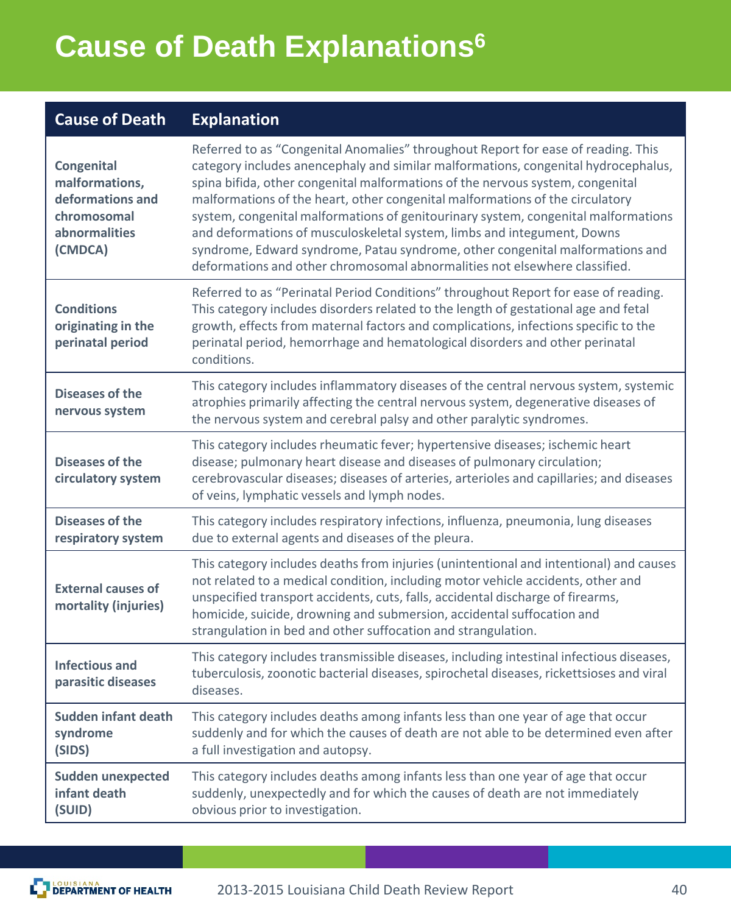# Cause of Death Explanations[6]

| Cause of Death | Explanation |
|---|---|
| **Congenital malformations, deformations and chromosomal abnormalities (CMDCA)** | Referred to as "Congenital Anomalies" throughout Report for ease of reading. This category includes anencephaly and similar malformations, congenital hydrocephalus, spina bifida, other congenital malformations of the nervous system, congenital malformations of the heart, other congenital malformations of the circulatory system, congenital malformations of genitourinary system, congenital malformations and deformations of musculoskeletal system, limbs and integument, Downs syndrome, Edward syndrome, Patau syndrome, other congenital malformations and deformations and other chromosomal abnormalities not elsewhere classified. |
| **Conditions originating in the perinatal period** | Referred to as "Perinatal Period Conditions" throughout Report for ease of reading. This category includes disorders related to the length of gestational age and fetal growth, effects from maternal factors and complications, infections specific to the perinatal period, hemorrhage and hematological disorders and other perinatal conditions. |
| **Diseases of the nervous system** | This category includes inflammatory diseases of the central nervous system, systemic atrophies primarily affecting the central nervous system, degenerative diseases of the nervous system and cerebral palsy and other paralytic syndromes. |
| **Diseases of the circulatory system** | This category includes rheumatic fever; hypertensive diseases; ischemic heart disease; pulmonary heart disease and diseases of pulmonary circulation; cerebrovascular diseases; diseases of arteries, arterioles and capillaries; and diseases of veins, lymphatic vessels and lymph nodes. |
| **Diseases of the respiratory system** | This category includes respiratory infections, influenza, pneumonia, lung diseases due to external agents and diseases of the pleura. |
| **External causes of mortality (injuries)** | This category includes deaths from injuries (unintentional and intentional) and causes not related to a medical condition, including motor vehicle accidents, other and unspecified transport accidents, cuts, falls, accidental discharge of firearms, homicide, suicide, drowning and submersion, accidental suffocation and strangulation in bed and other suffocation and strangulation. |
| **Infectious and parasitic diseases** | This category includes transmissible diseases, including intestinal infectious diseases, tuberculosis, zoonotic bacterial diseases, spirochetal diseases, rickettsioses and viral diseases. |
| **Sudden infant death syndrome (SIDS)** | This category includes deaths among infants less than one year of age that occur suddenly and for which the causes of death are not able to be determined even after a full investigation and autopsy. |
| **Sudden unexpected infant death (SUID)** | This category includes deaths among infants less than one year of age that occur suddenly, unexpectedly and for which the causes of death are not immediately obvious prior to investigation. |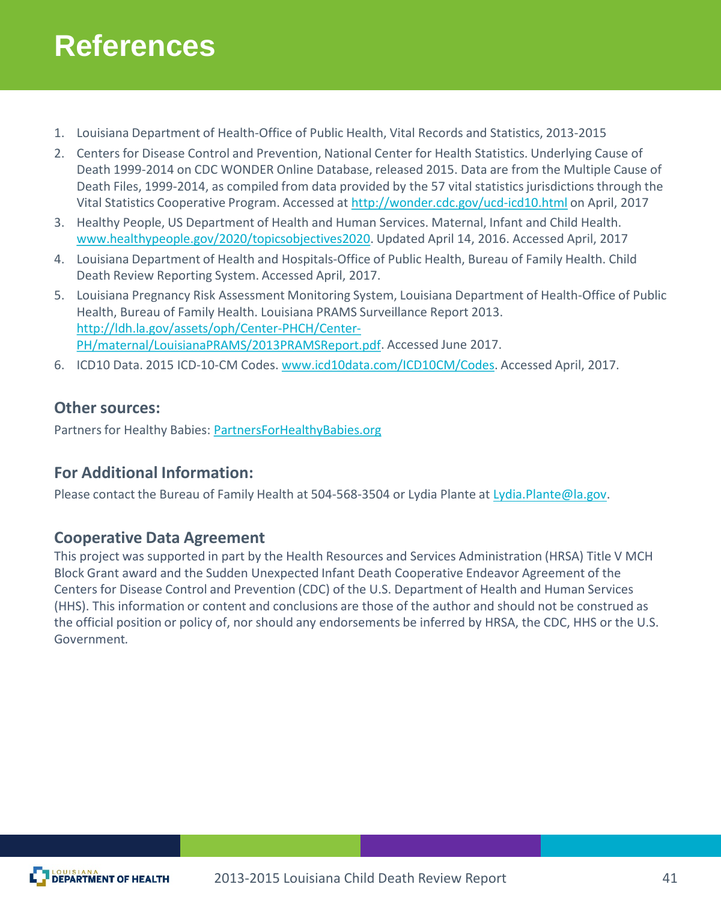# References

1. Louisiana Department of Health-Office of Public Health, Vital Records and Statistics, 2013-2015
2. Centers for Disease Control and Prevention, National Center for Health Statistics. Underlying Cause of Death 1999-2014 on CDC WONDER Online Database, released 2015. Data are from the Multiple Cause of Death Files, 1999-2014, as compiled from data provided by the 57 vital statistics jurisdictions through the Vital Statistics Cooperative Program. Accessed at http://wonder.cdc.gov/ucd-icd10.html on April, 2017
3. Healthy People, US Department of Health and Human Services. Maternal, Infant and Child Health. www.healthypeople.gov/2020/topicsobjectives2020. Updated April 14, 2016. Accessed April, 2017
4. Louisiana Department of Health and Hospitals-Office of Public Health, Bureau of Family Health. Child Death Review Reporting System. Accessed April, 2017.
5. Louisiana Pregnancy Risk Assessment Monitoring System, Louisiana Department of Health-Office of Public Health, Bureau of Family Health. Louisiana PRAMS Surveillance Report 2013. http://ldh.la.gov/assets/oph/Center-PHCH/Center-PH/maternal/LouisianaPRAMS/2013PRAMSReport.pdf. Accessed June 2017.
6. ICD10 Data. 2015 ICD-10-CM Codes. www.icd10data.com/ICD10CM/Codes. Accessed April, 2017.

## Other sources:

Partners for Healthy Babies: PartnersForHealthyBabies.org

## For Additional Information:

Please contact the Bureau of Family Health at 504-568-3504 or Lydia Plante at Lydia.Plante@la.gov.

## Cooperative Data Agreement

This project was supported in part by the Health Resources and Services Administration (HRSA) Title V MCH Block Grant award and the Sudden Unexpected Infant Death Cooperative Endeavor Agreement of the Centers for Disease Control and Prevention (CDC) of the U.S. Department of Health and Human Services (HHS). This information or content and conclusions are those of the author and should not be construed as the official position or policy of, nor should any endorsements be inferred by HRSA, the CDC, HHS or the U.S. Government.